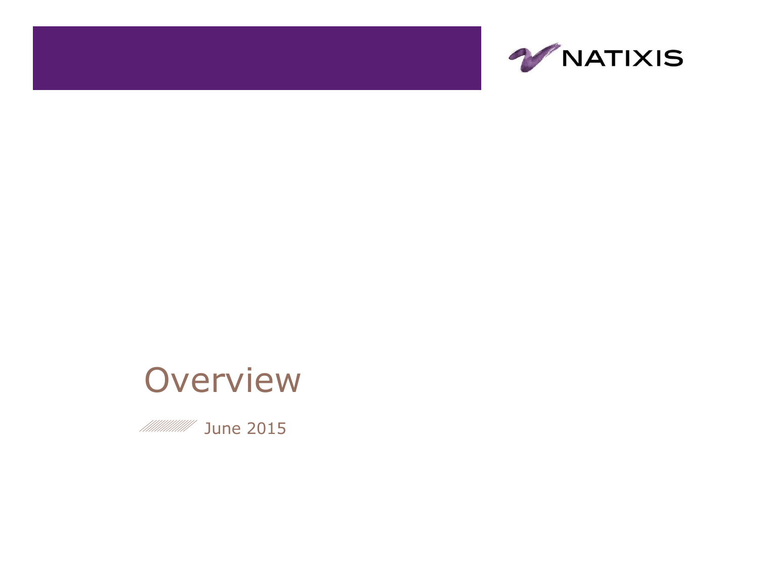NATIXIS

# Overview

June 2015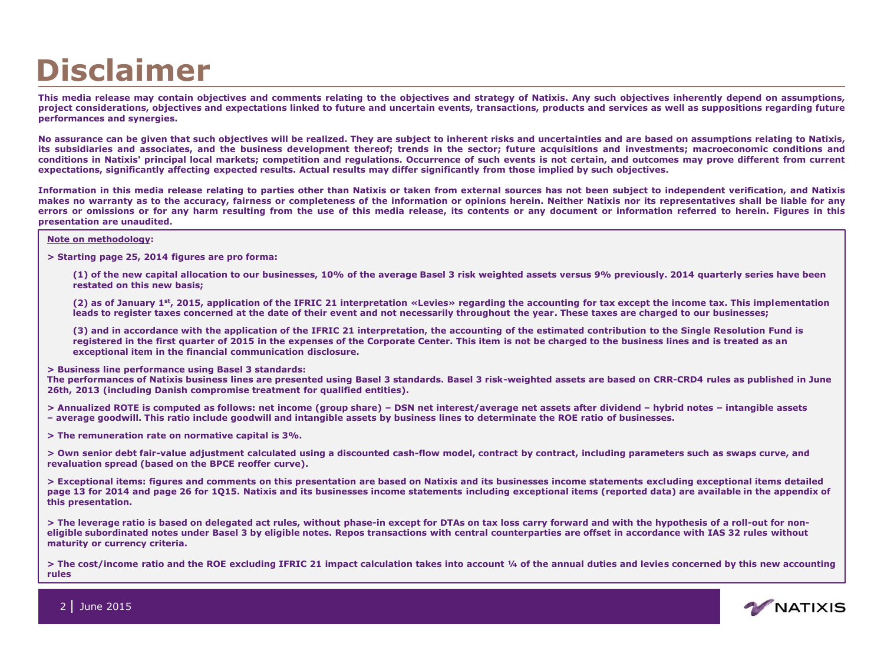# Disclaimer

**This media release may contain objectives and comments relating to the objectives and strategy of Natixis. Any such objectives inherently depend on assumptions, project considerations, objectives and expectations linked to future and uncertain events, transactions, products and services as well as suppositions regarding future performances and synergies.**

**No assurance can be given that such objectives will be realized. They are subject to inherent risks and uncertainties and are based on assumptions relating to Natixis, its subsidiaries and associates, and the business development thereof; trends in the sector; future acquisitions and investments; macroeconomic conditions and conditions in Natixis' principal local markets; competition and regulations. Occurrence of such events is not certain, and outcomes may prove different from current expectations, significantly affecting expected results. Actual results may differ significantly from those implied by such objectives.**

**Information in this media release relating to parties other than Natixis or taken from external sources has not been subject to independent verification, and Natixis makes no warranty as to the accuracy, fairness or completeness of the information or opinions herein. Neither Natixis nor its representatives shall be liable for any errors or omissions or for any harm resulting from the use of this media release, its contents or any document or information referred to herein. Figures in this presentation are unaudited.**

**Note on methodology:**

**> Starting page 25, 2014 figures are pro forma:**

**(1) of the new capital allocation to our businesses, 10% of the average Basel 3 risk weighted assets versus 9% previously. 2014 quarterly series have been restated on this new basis;**

**(2) as of January 1st, 2015, application of the IFRIC 21 interpretation «Levies» regarding the accounting for tax except the income tax. This implementation leads to register taxes concerned at the date of their event and not necessarily throughout the year. These taxes are charged to our businesses;**

**(3) and in accordance with the application of the IFRIC 21 interpretation, the accounting of the estimated contribution to the Single Resolution Fund is registered in the first quarter of 2015 in the expenses of the Corporate Center. This item is not be charged to the business lines and is treated as an exceptional item in the financial communication disclosure.**

**> Business line performance using Basel 3 standards:**
**The performances of Natixis business lines are presented using Basel 3 standards. Basel 3 risk-weighted assets are based on CRR-CRD4 rules as published in June 26th, 2013 (including Danish compromise treatment for qualified entities).**

**> Annualized ROTE is computed as follows: net income (group share) – DSN net interest/average net assets after dividend – hybrid notes – intangible assets – average goodwill. This ratio include goodwill and intangible assets by business lines to determinate the ROE ratio of businesses.**

**> The remuneration rate on normative capital is 3%.**

**> Own senior debt fair-value adjustment calculated using a discounted cash-flow model, contract by contract, including parameters such as swaps curve, and revaluation spread (based on the BPCE reoffer curve).**

**> Exceptional items: figures and comments on this presentation are based on Natixis and its businesses income statements excluding exceptional items detailed page 13 for 2014 and page 26 for 1Q15. Natixis and its businesses income statements including exceptional items (reported data) are available in the appendix of this presentation.**

**> The leverage ratio is based on delegated act rules, without phase-in except for DTAs on tax loss carry forward and with the hypothesis of a roll-out for non-eligible subordinated notes under Basel 3 by eligible notes. Repos transactions with central counterparties are offset in accordance with IAS 32 rules without maturity or currency criteria.**

**> The cost/income ratio and the ROE excluding IFRIC 21 impact calculation takes into account ¼ of the annual duties and levies concerned by this new accounting rules**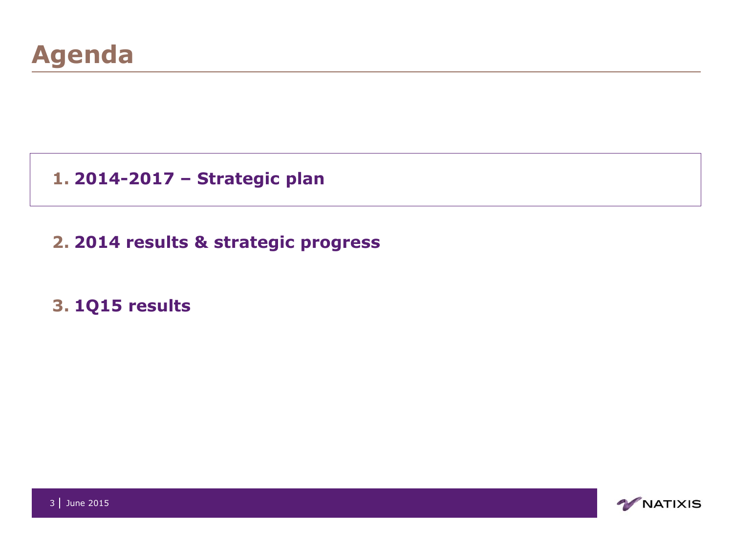# Agenda

1. 2014-2017 – Strategic plan

2. 2014 results & strategic progress

3. 1Q15 results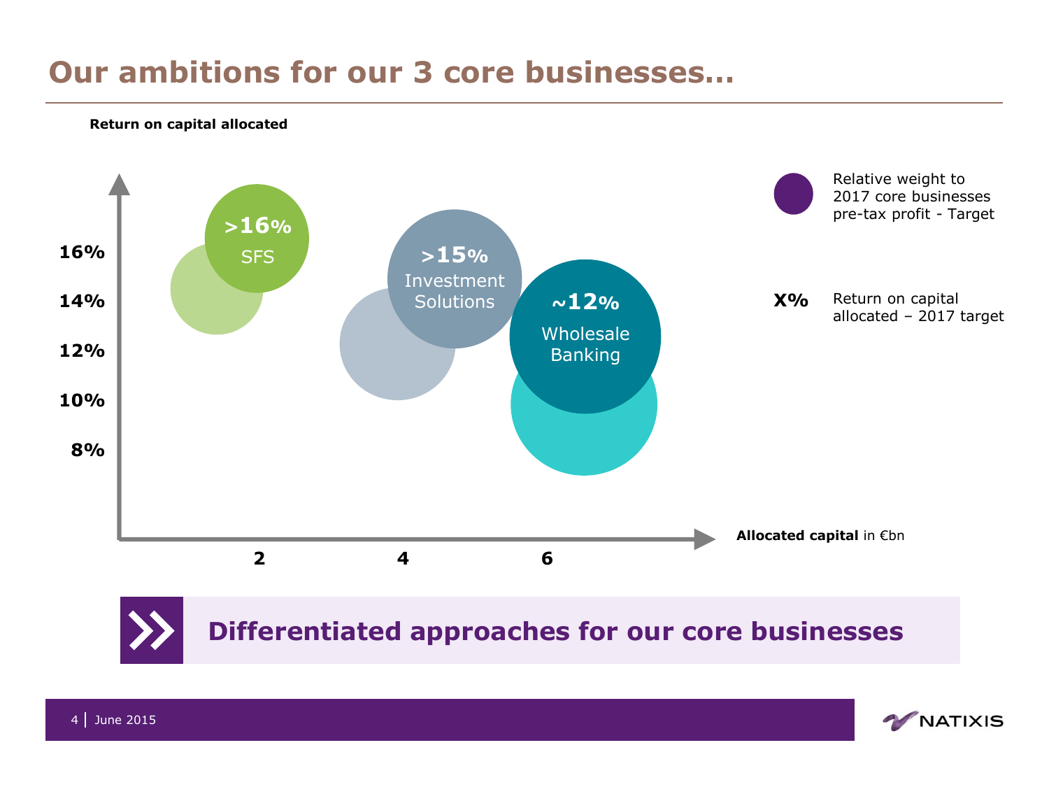# Our ambitions for our 3 core businesses…

Return on capital allocated

16%
14%
12%
10%
8%

2
4
6

Allocated capital in €bn

>16%
SFS

>15%
Investment Solutions

~12%
Wholesale Banking

Relative weight to 2017 core businesses pre-tax profit - Target

X% Return on capital allocated – 2017 target

**Differentiated approaches for our core businesses**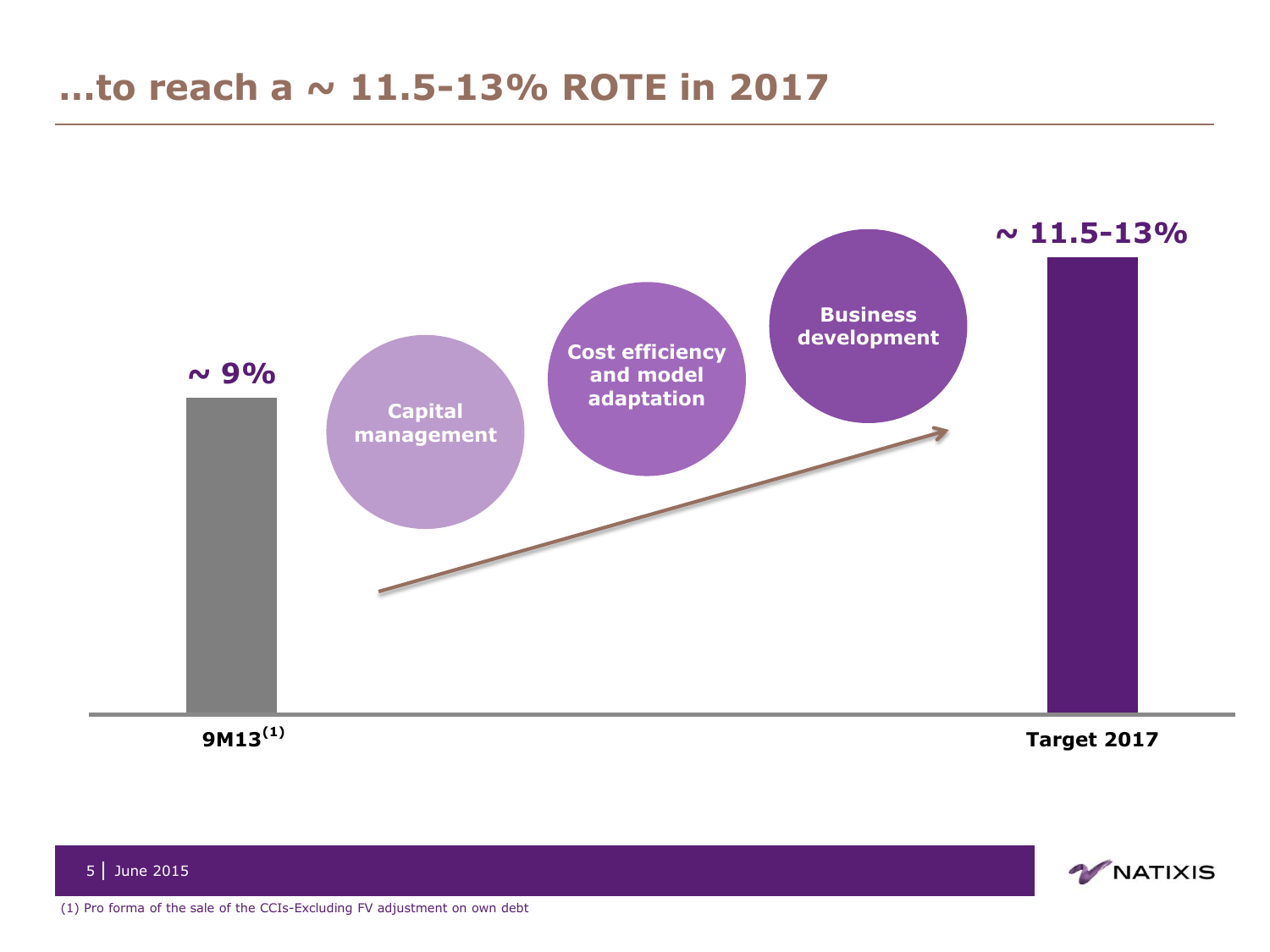# …to reach a ~ 11.5-13% ROTE in 2017

~ 9%

Capital management

Cost efficiency and model adaptation

Business development

~ 11.5-13%

9M13[1]

Target 2017

(1) Pro forma of the sale of the CCIs-Excluding FV adjustment on own debt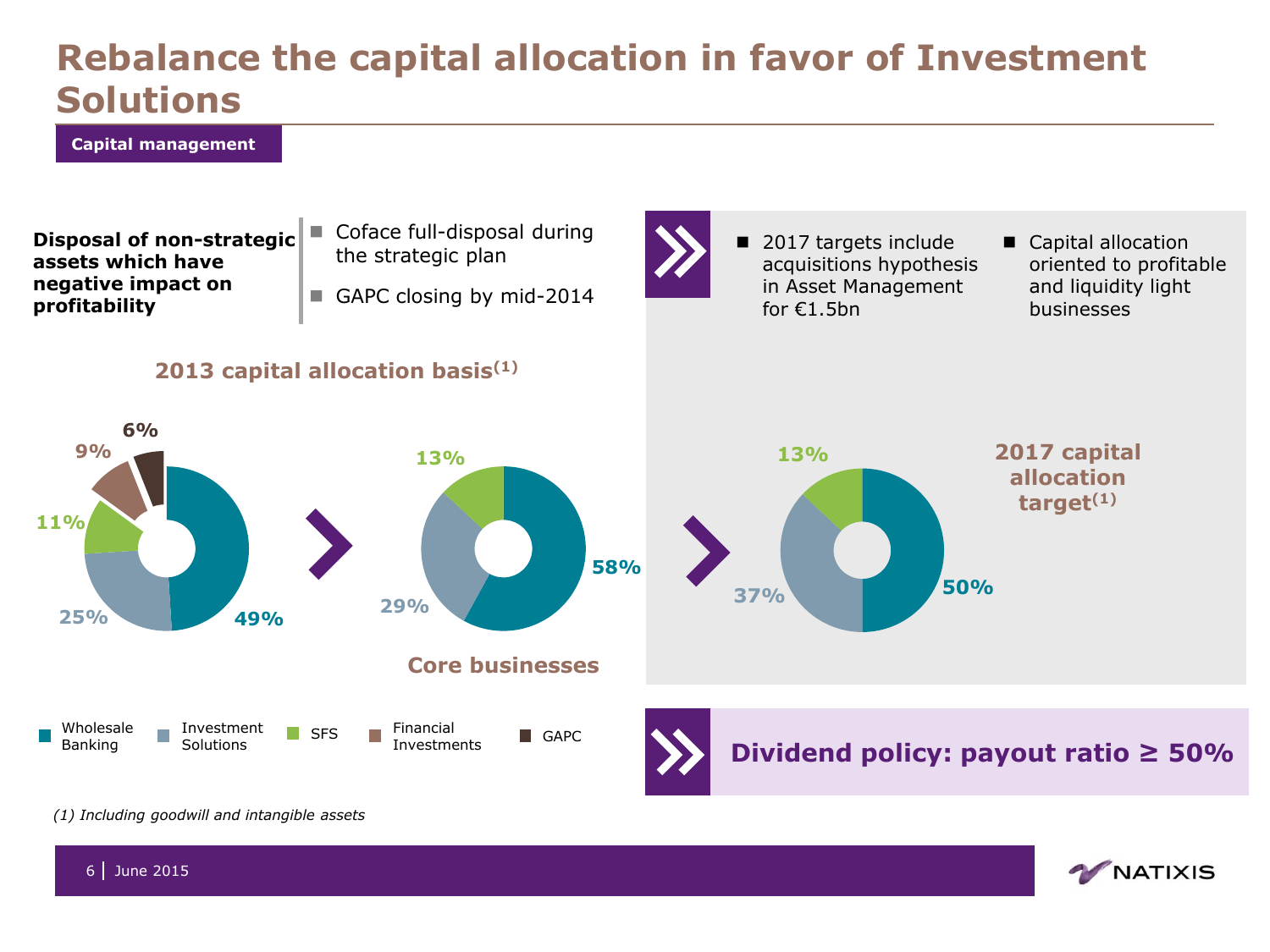# Rebalance the capital allocation in favor of Investment Solutions

**Capital management**

**Disposal of non-strategic assets which have negative impact on profitability**

- Coface full-disposal during the strategic plan
- GAPC closing by mid-2014

- 2017 targets include acquisitions hypothesis in Asset Management for €1.5bn
- Capital allocation oriented to profitable and liquidity light businesses

**2013 capital allocation basis(1)**

49%
25%
11%
9%
6%

13%
29%
58%

**Core businesses**

**2017 capital allocation target(1)**

13%
37%
50%

Wholesale Banking
Investment Solutions
SFS
Financial Investments
GAPC

**Dividend policy: payout ratio ≥ 50%**

*(1) Including goodwill and intangible assets*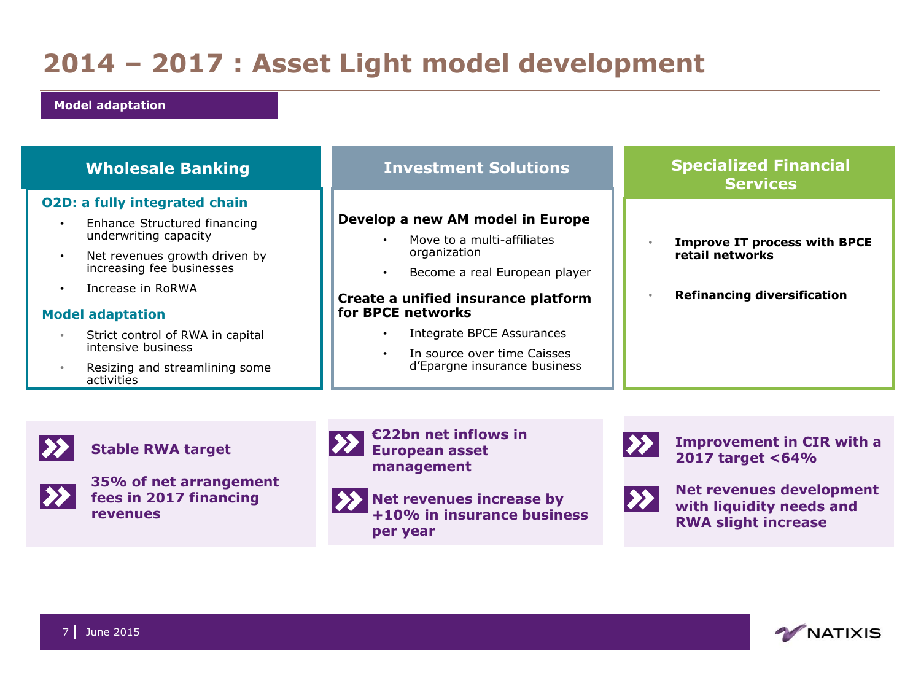# 2014 – 2017 : Asset Light model development

**Model adaptation**

## Wholesale Banking

**O2D: a fully integrated chain**

- Enhance Structured financing underwriting capacity
- Net revenues growth driven by increasing fee businesses
- Increase in RoRWA

**Model adaptation**

- Strict control of RWA in capital intensive business
- Resizing and streamlining some activities

**Stable RWA target**

**35% of net arrangement fees in 2017 financing revenues**

## Investment Solutions

**Develop a new AM model in Europe**

- Move to a multi-affiliates organization
- Become a real European player

**Create a unified insurance platform for BPCE networks**

- Integrate BPCE Assurances
- In source over time Caisses d'Epargne insurance business

**€22bn net inflows in European asset management**

**Net revenues increase by +10% in insurance business per year**

## Specialized Financial Services

- **Improve IT process with BPCE retail networks**
- **Refinancing diversification**

**Improvement in CIR with a 2017 target <64%**

**Net revenues development with liquidity needs and RWA slight increase**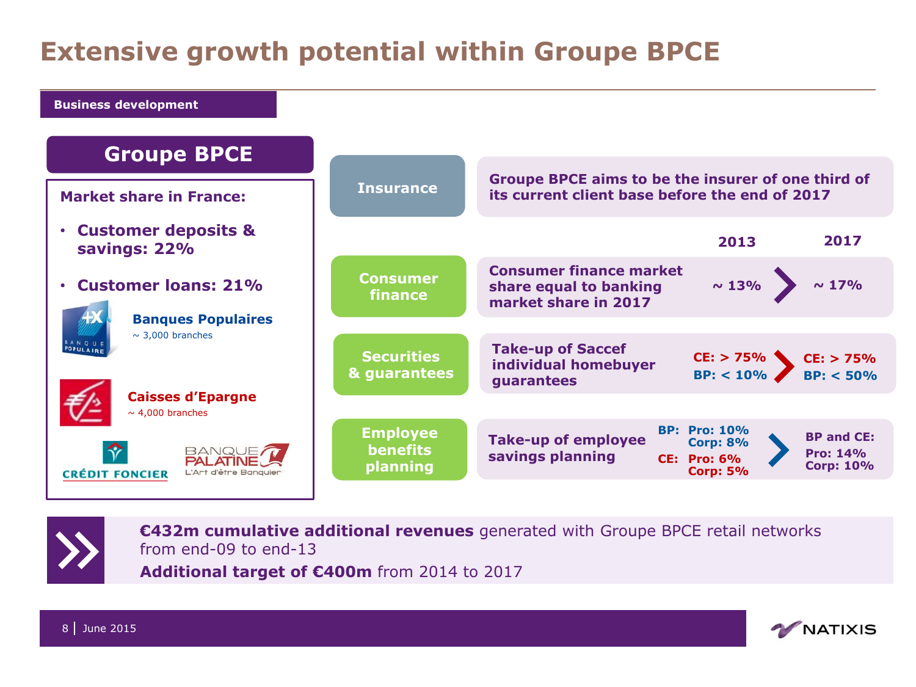# Extensive growth potential within Groupe BPCE

**Business development**

## Groupe BPCE

**Market share in France:**

- **Customer deposits & savings: 22%**
- **Customer loans: 21%**

**Banques Populaires**
~ 3,000 branches

**Caisses d'Epargne**
~ 4,000 branches

CRÉDIT FONCIER

BANQUE PALATINE
L'Art d'être Banquier

| | | 2013 | | 2017 |
|---|---|---|---|---|
| **Insurance** | **Groupe BPCE aims to be the insurer of one third of its current client base before the end of 2017** | | | |
| **Consumer finance** | **Consumer finance market share equal to banking market share in 2017** | **~ 13%** | > | **~ 17%** |
| **Securities & guarantees** | **Take-up of Saccef individual homebuyer guarantees** | **CE: > 75%** <br> **BP: < 10%** | > | **CE: > 75%** <br> **BP: < 50%** |
| **Employee benefits planning** | **Take-up of employee savings planning** | **BP: Pro: 10%** <br> **Corp: 8%** <br> **CE: Pro: 6%** <br> **Corp: 5%** | > | **BP and CE:** <br> **Pro: 14%** <br> **Corp: 10%** |

**€432m cumulative additional revenues** generated with Groupe BPCE retail networks from end-09 to end-13

**Additional target of €400m** from 2014 to 2017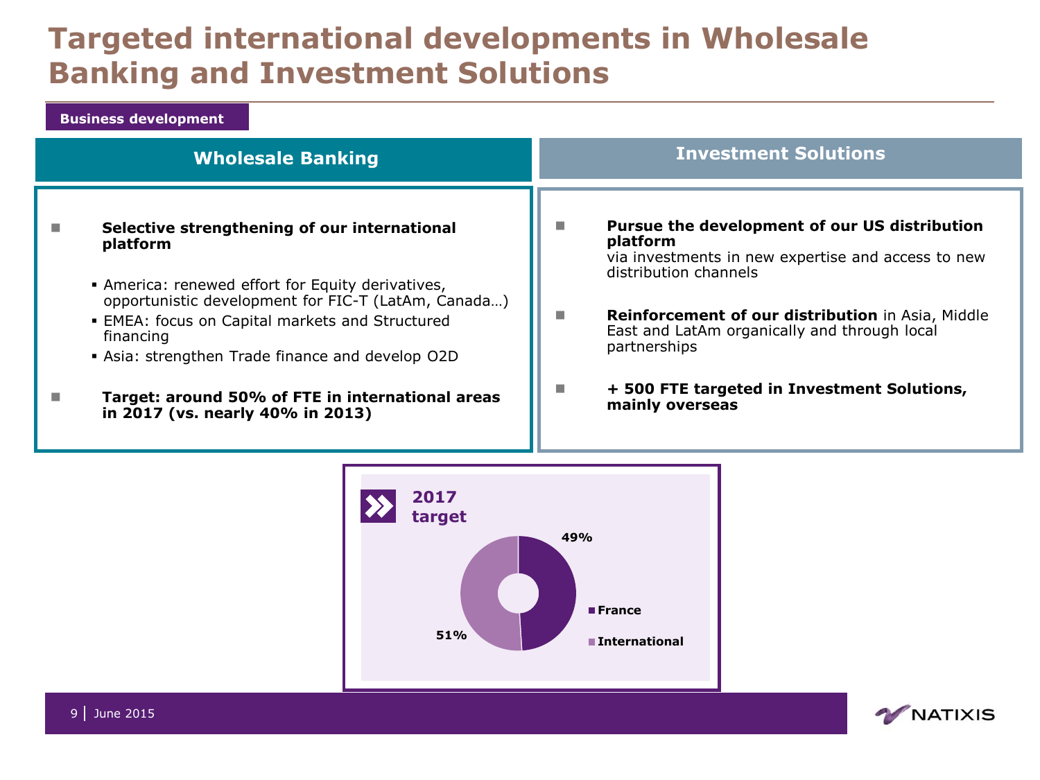# Targeted international developments in Wholesale Banking and Investment Solutions

**Business development**

## Wholesale Banking

- **Selective strengthening of our international platform**
  - America: renewed effort for Equity derivatives, opportunistic development for FIC-T (LatAm, Canada…)
  - EMEA: focus on Capital markets and Structured financing
  - Asia: strengthen Trade finance and develop O2D
- **Target: around 50% of FTE in international areas in 2017 (vs. nearly 40% in 2013)**

## Investment Solutions

- **Pursue the development of our US distribution platform** via investments in new expertise and access to new distribution channels
- **Reinforcement of our distribution** in Asia, Middle East and LatAm organically and through local partnerships
- **+ 500 FTE targeted in Investment Solutions, mainly overseas**

**2017 target**

49%

51%

France

International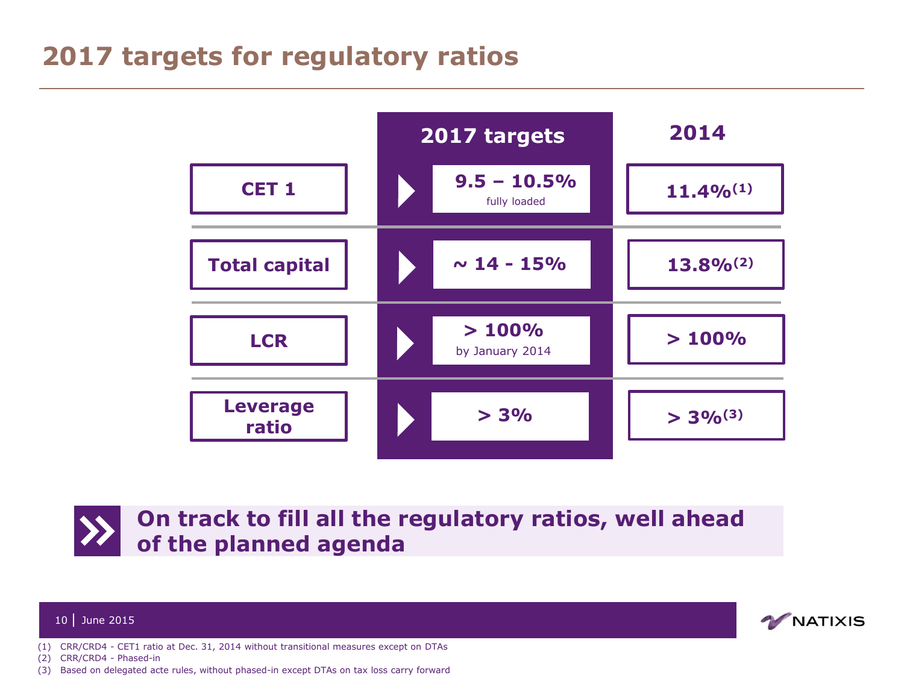# 2017 targets for regulatory ratios

| | 2017 targets | 2014 |
|---|---|---|
| CET 1 | 9.5 – 10.5% fully loaded | 11.4%(1) |
| Total capital | ~ 14 - 15% | 13.8%(2) |
| LCR | > 100% by January 2014 | > 100% |
| Leverage ratio | > 3% | > 3%(3) |

**On track to fill all the regulatory ratios, well ahead of the planned agenda**

(1) CRR/CRD4 - CET1 ratio at Dec. 31, 2014 without transitional measures except on DTAs
(2) CRR/CRD4 - Phased-in
(3) Based on delegated acte rules, without phased-in except DTAs on tax loss carry forward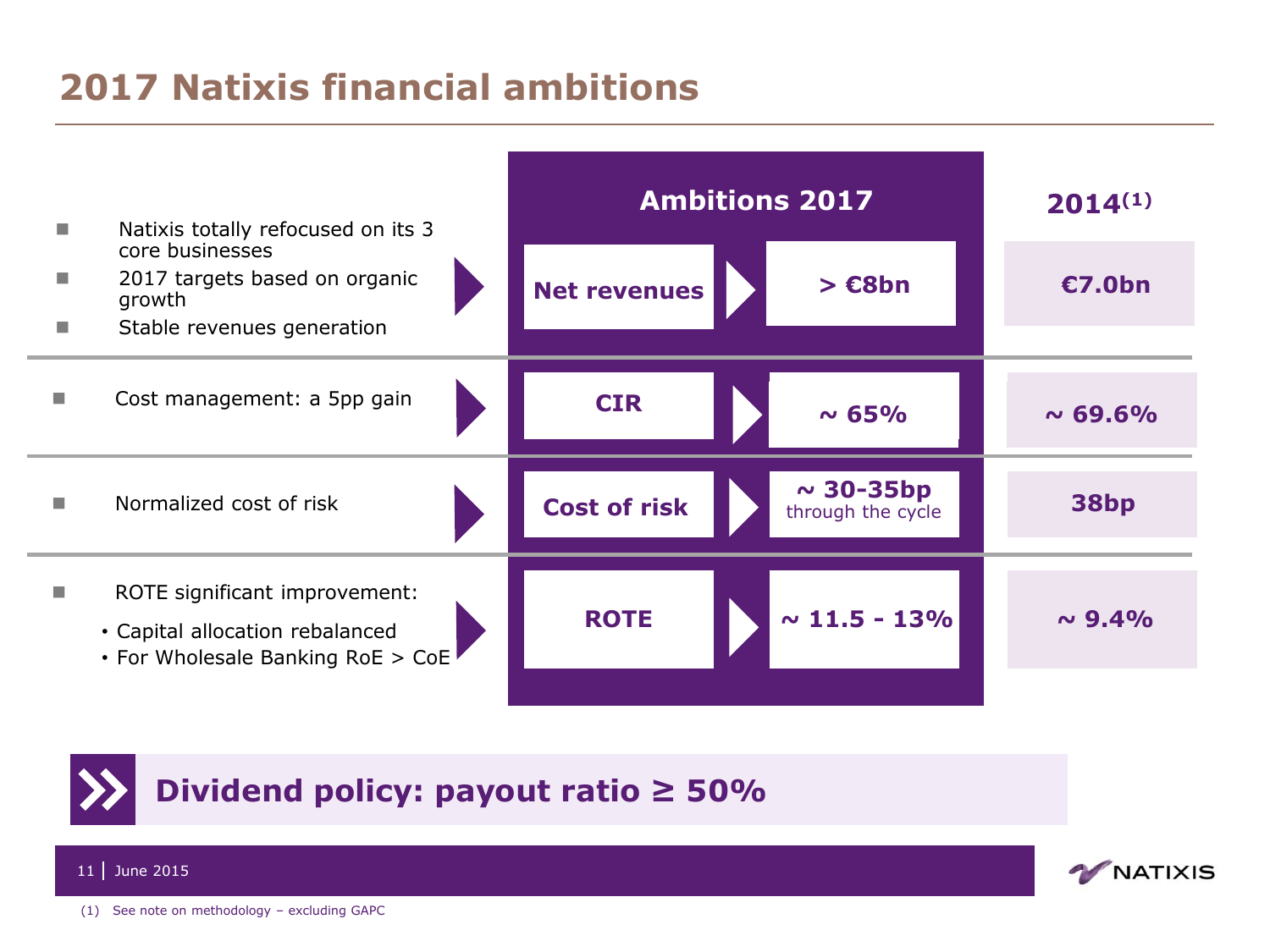# 2017 Natixis financial ambitions

| | | Ambitions 2017 | 2014(1) |
|---|---|---|---|
| - Natixis totally refocused on its 3 core businesses<br>- 2017 targets based on organic growth<br>- Stable revenues generation | Net revenues | > €8bn | €7.0bn |
| - Cost management: a 5pp gain | CIR | ~ 65% | ~ 69.6% |
| - Normalized cost of risk | Cost of risk | ~ 30-35bp through the cycle | 38bp |
| - ROTE significant improvement:<br>• Capital allocation rebalanced<br>• For Wholesale Banking RoE > CoE | ROTE | ~ 11.5 - 13% | ~ 9.4% |

**Dividend policy: payout ratio ≥ 50%**

(1) See note on methodology – excluding GAPC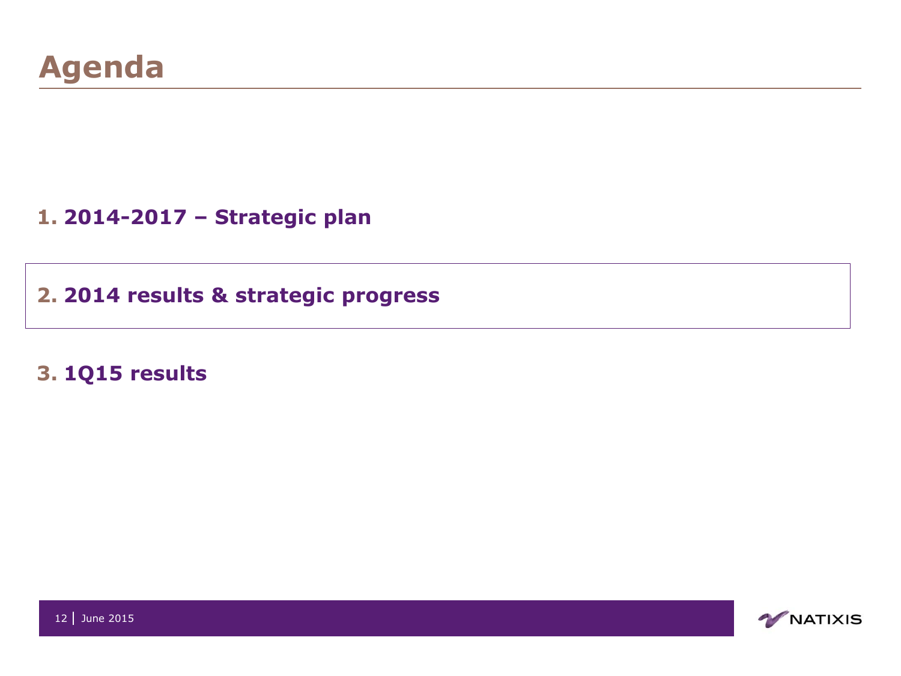# Agenda

1. **2014-2017 – Strategic plan**

2. **2014 results & strategic progress**

3. **1Q15 results**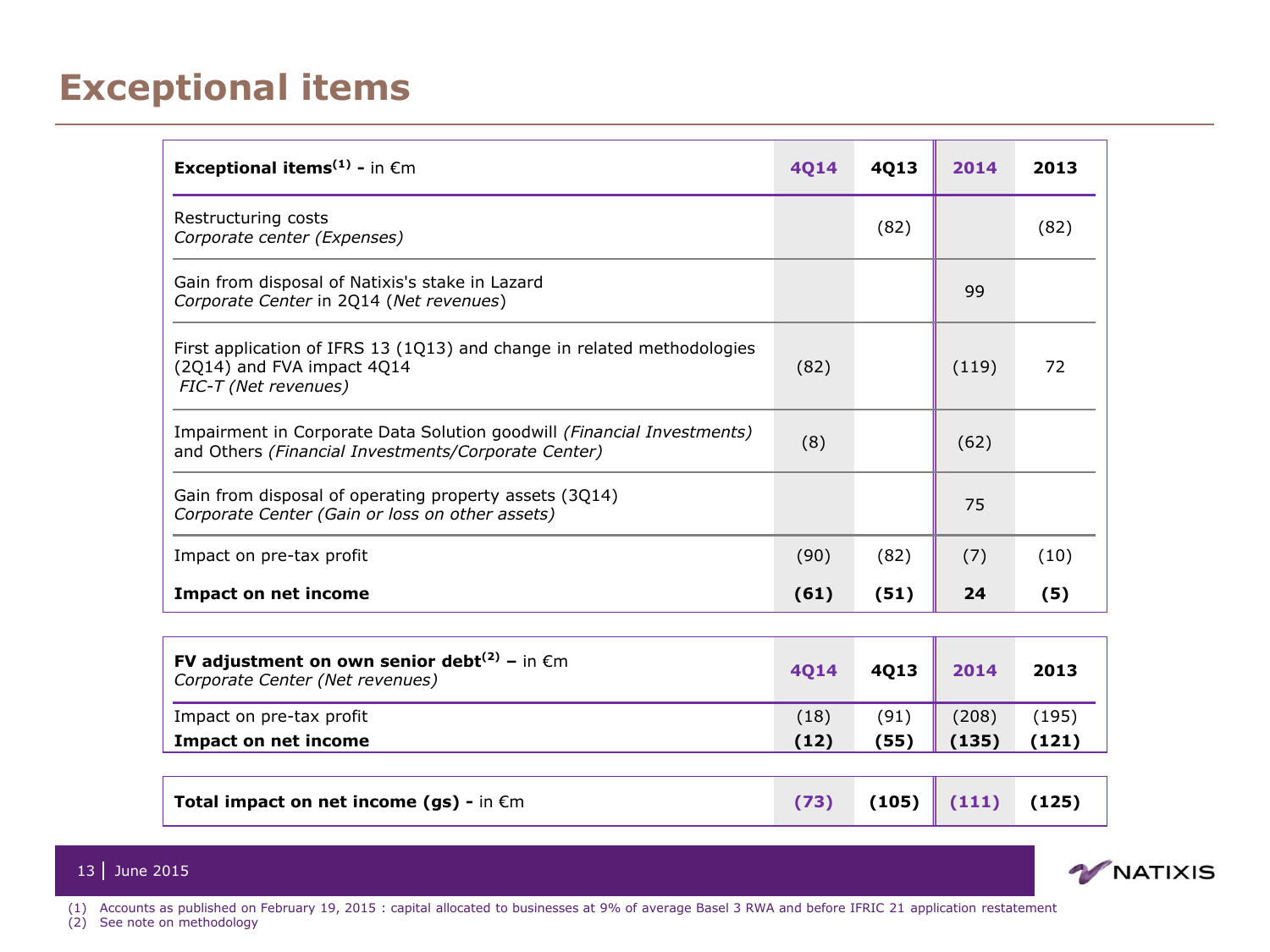# Exceptional items

| **Exceptional items** [1] **-** in €m | **4Q14** | **4Q13** | **2014** | **2013** |
|---|---|---|---|---|
| Restructuring costs<br>*Corporate center (Expenses)* | | (82) | | (82) |
| Gain from disposal of Natixis's stake in Lazard<br>*Corporate Center* in 2Q14 (*Net revenues*) | | | 99 | |
| First application of IFRS 13 (1Q13) and change in related methodologies (2Q14) and FVA impact 4Q14<br>*FIC-T (Net revenues)* | (82) | | (119) | 72 |
| Impairment in Corporate Data Solution goodwill *(Financial Investments)* and Others *(Financial Investments/Corporate Center)* | (8) | | (62) | |
| Gain from disposal of operating property assets (3Q14)<br>*Corporate Center (Gain or loss on other assets)* | | | 75 | |
| Impact on pre-tax profit | (90) | (82) | (7) | (10) |
| **Impact on net income** | **(61)** | **(51)** | **24** | **(5)** |

| **FV adjustment on own senior debt** [2] **–** in €m<br>*Corporate Center (Net revenues)* | **4Q14** | **4Q13** | **2014** | **2013** |
|---|---|---|---|---|
| Impact on pre-tax profit | (18) | (91) | (208) | (195) |
| **Impact on net income** | **(12)** | **(55)** | **(135)** | **(121)** |

| | | | | |
|---|---|---|---|---|
| **Total impact on net income (gs) -** in €m | **(73)** | **(105)** | **(111)** | **(125)** |

(1) Accounts as published on February 19, 2015 : capital allocated to businesses at 9% of average Basel 3 RWA and before IFRIC 21 application restatement
(2) See note on methodology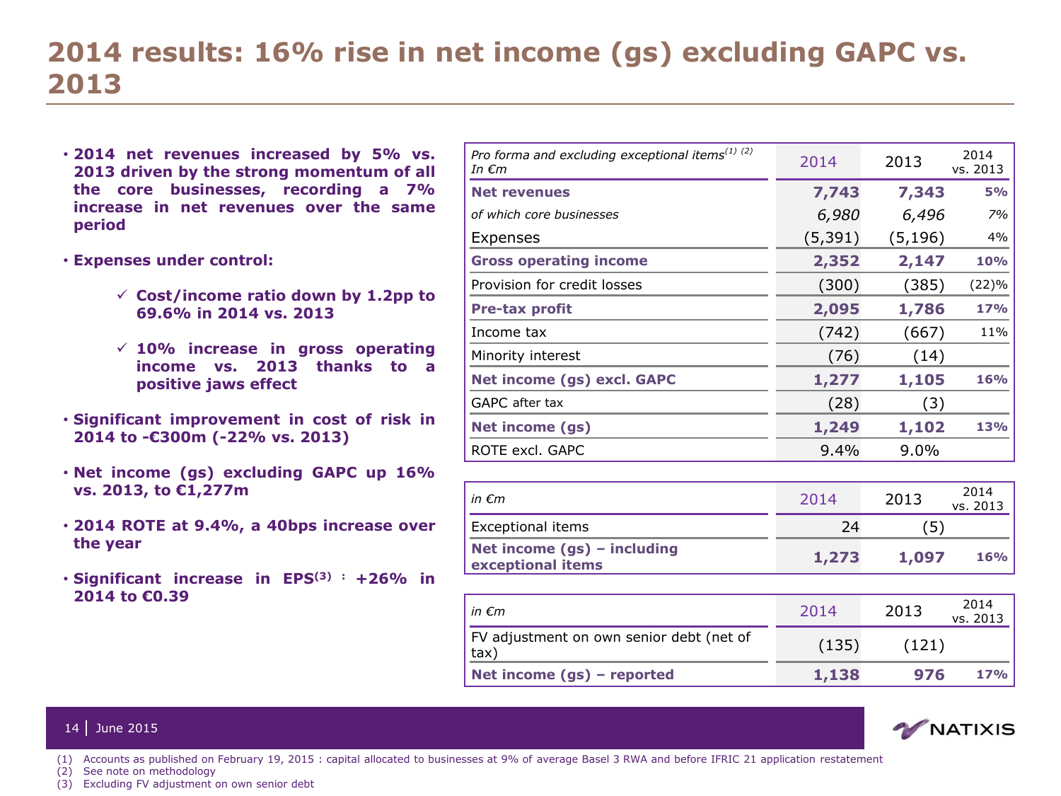# 2014 results: 16% rise in net income (gs) excluding GAPC vs. 2013

- **2014 net revenues increased by 5% vs. 2013 driven by the strong momentum of all the core businesses, recording a 7% increase in net revenues over the same period**
- **Expenses under control:**
  - ✓ **Cost/income ratio down by 1.2pp to 69.6% in 2014 vs. 2013**
  - ✓ **10% increase in gross operating income vs. 2013 thanks to a positive jaws effect**
- **Significant improvement in cost of risk in 2014 to -€300m (-22% vs. 2013)**
- **Net income (gs) excluding GAPC up 16% vs. 2013, to €1,277m**
- **2014 ROTE at 9.4%, a 40bps increase over the year**
- **Significant increase in EPS[3] : +26% in 2014 to €0.39**

| *Pro forma and excluding exceptional items[(1) (2)]* *In €m* | 2014 | 2013 | 2014 vs. 2013 |
|---|---|---|---|
| **Net revenues** | **7,743** | **7,343** | **5%** |
| *of which core businesses* | *6,980* | *6,496* | *7%* |
| Expenses | (5,391) | (5,196) | 4% |
| **Gross operating income** | **2,352** | **2,147** | **10%** |
| Provision for credit losses | (300) | (385) | (22)% |
| **Pre-tax profit** | **2,095** | **1,786** | **17%** |
| Income tax | (742) | (667) | 11% |
| Minority interest | (76) | (14) | |
| **Net income (gs) excl. GAPC** | **1,277** | **1,105** | **16%** |
| GAPC after tax | (28) | (3) | |
| **Net income (gs)** | **1,249** | **1,102** | **13%** |
| ROTE excl. GAPC | 9.4% | 9.0% | |

| *in €m* | 2014 | 2013 | 2014 vs. 2013 |
|---|---|---|---|
| Exceptional items | 24 | (5) | |
| **Net income (gs) – including exceptional items** | **1,273** | **1,097** | **16%** |

| *in €m* | 2014 | 2013 | 2014 vs. 2013 |
|---|---|---|---|
| FV adjustment on own senior debt (net of tax) | (135) | (121) | |
| **Net income (gs) – reported** | **1,138** | **976** | **17%** |

(1) Accounts as published on February 19, 2015 : capital allocated to businesses at 9% of average Basel 3 RWA and before IFRIC 21 application restatement
(2) See note on methodology
(3) Excluding FV adjustment on own senior debt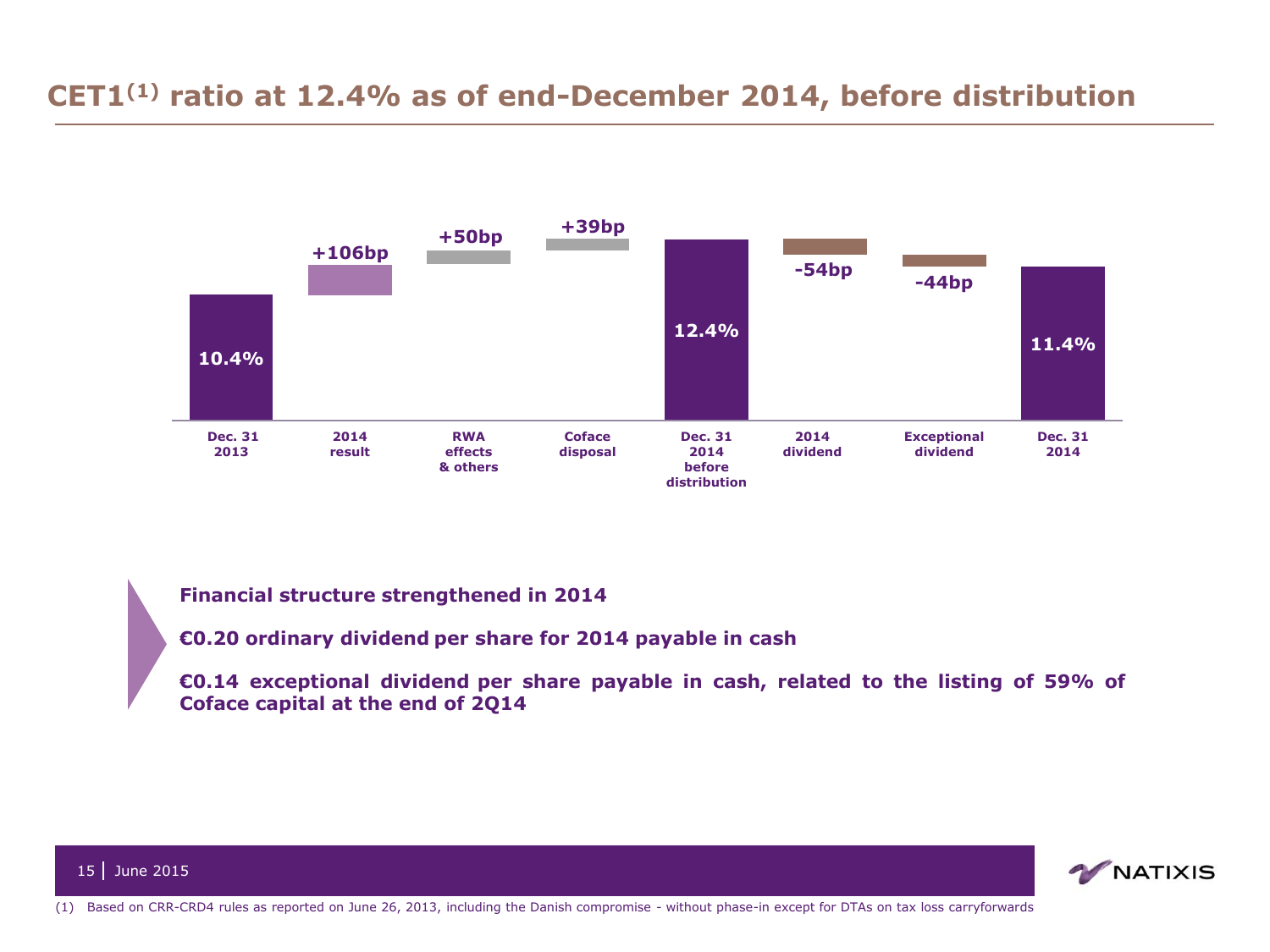# CET1[(1)] ratio at 12.4% as of end-December 2014, before distribution

10.4%
+106bp
+50bp
+39bp
12.4%
-54bp
-44bp
11.4%

Dec. 31 2013
2014 result
RWA effects & others
Coface disposal
Dec. 31 2014 before distribution
2014 dividend
Exceptional dividend
Dec. 31 2014

**Financial structure strengthened in 2014**

**€0.20 ordinary dividend per share for 2014 payable in cash**

**€0.14 exceptional dividend per share payable in cash, related to the listing of 59% of Coface capital at the end of 2Q14**

(1) Based on CRR-CRD4 rules as reported on June 26, 2013, including the Danish compromise - without phase-in except for DTAs on tax loss carryforwards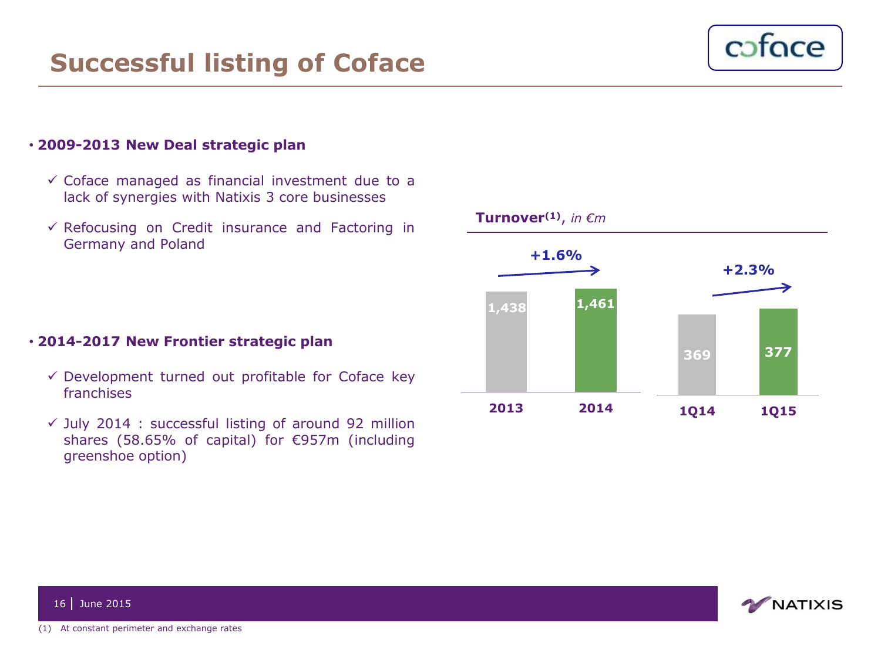# Successful listing of Coface

- **2009-2013 New Deal strategic plan**
  - ✓ Coface managed as financial investment due to a lack of synergies with Natixis 3 core businesses
  - ✓ Refocusing on Credit insurance and Factoring in Germany and Poland

- **2014-2017 New Frontier strategic plan**
  - ✓ Development turned out profitable for Coface key franchises
  - ✓ July 2014 : successful listing of around 92 million shares (58.65% of capital) for €957m (including greenshoe option)

**Turnover**[(1)], *in €m*

+1.6%

1,438
1,461

2013
2014

+2.3%

369
377

1Q14
1Q15

(1) At constant perimeter and exchange rates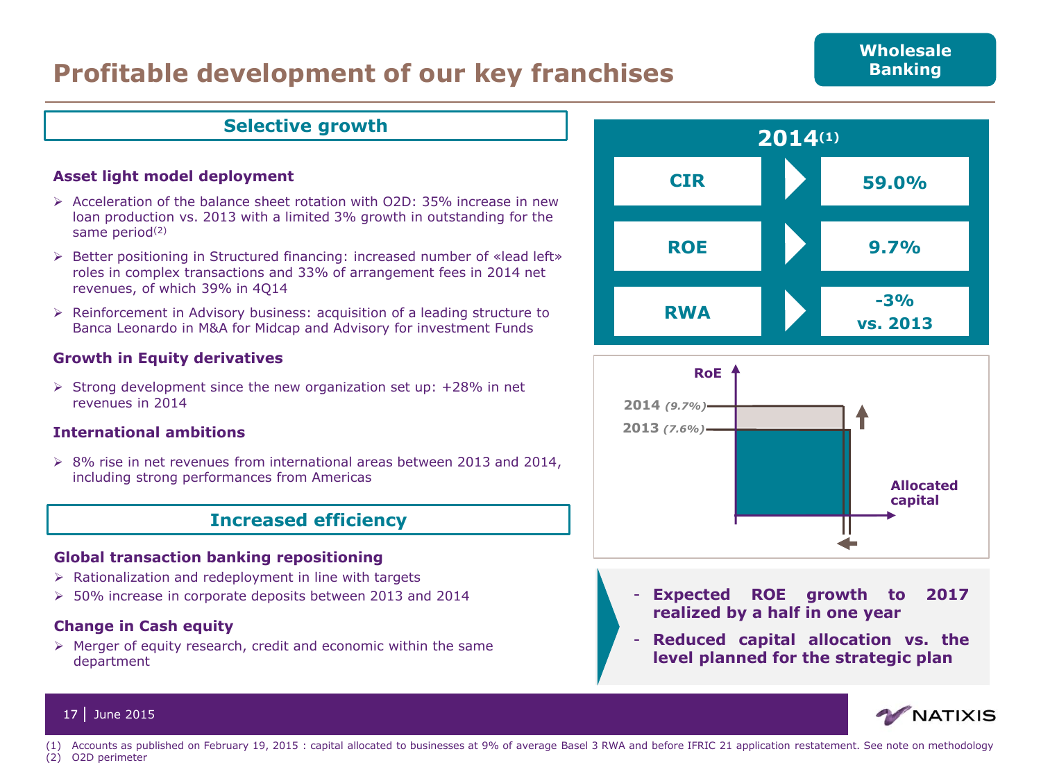# Profitable development of our key franchises

Wholesale Banking

## Selective growth

**Asset light model deployment**

- Acceleration of the balance sheet rotation with O2D: 35% increase in new loan production vs. 2013 with a limited 3% growth in outstanding for the same period[2]
- Better positioning in Structured financing: increased number of «lead left» roles in complex transactions and 33% of arrangement fees in 2014 net revenues, of which 39% in 4Q14
- Reinforcement in Advisory business: acquisition of a leading structure to Banca Leonardo in M&A for Midcap and Advisory for investment Funds

**Growth in Equity derivatives**

- Strong development since the new organization set up: +28% in net revenues in 2014

**International ambitions**

- 8% rise in net revenues from international areas between 2013 and 2014, including strong performances from Americas

## Increased efficiency

**Global transaction banking repositioning**

- Rationalization and redeployment in line with targets
- 50% increase in corporate deposits between 2013 and 2014

**Change in Cash equity**

- Merger of equity research, credit and economic within the same department

**2014[1]**

| | |
|---|---|
| CIR | 59.0% |
| ROE | 9.7% |
| RWA | -3% vs. 2013 |

RoE

2014 *(9.7%)*

2013 *(7.6%)*

Allocated capital

- **Expected ROE growth to 2017 realized by a half in one year**
- **Reduced capital allocation vs. the level planned for the strategic plan**

(1) Accounts as published on February 19, 2015 : capital allocated to businesses at 9% of average Basel 3 RWA and before IFRIC 21 application restatement. See note on methodology

(2) O2D perimeter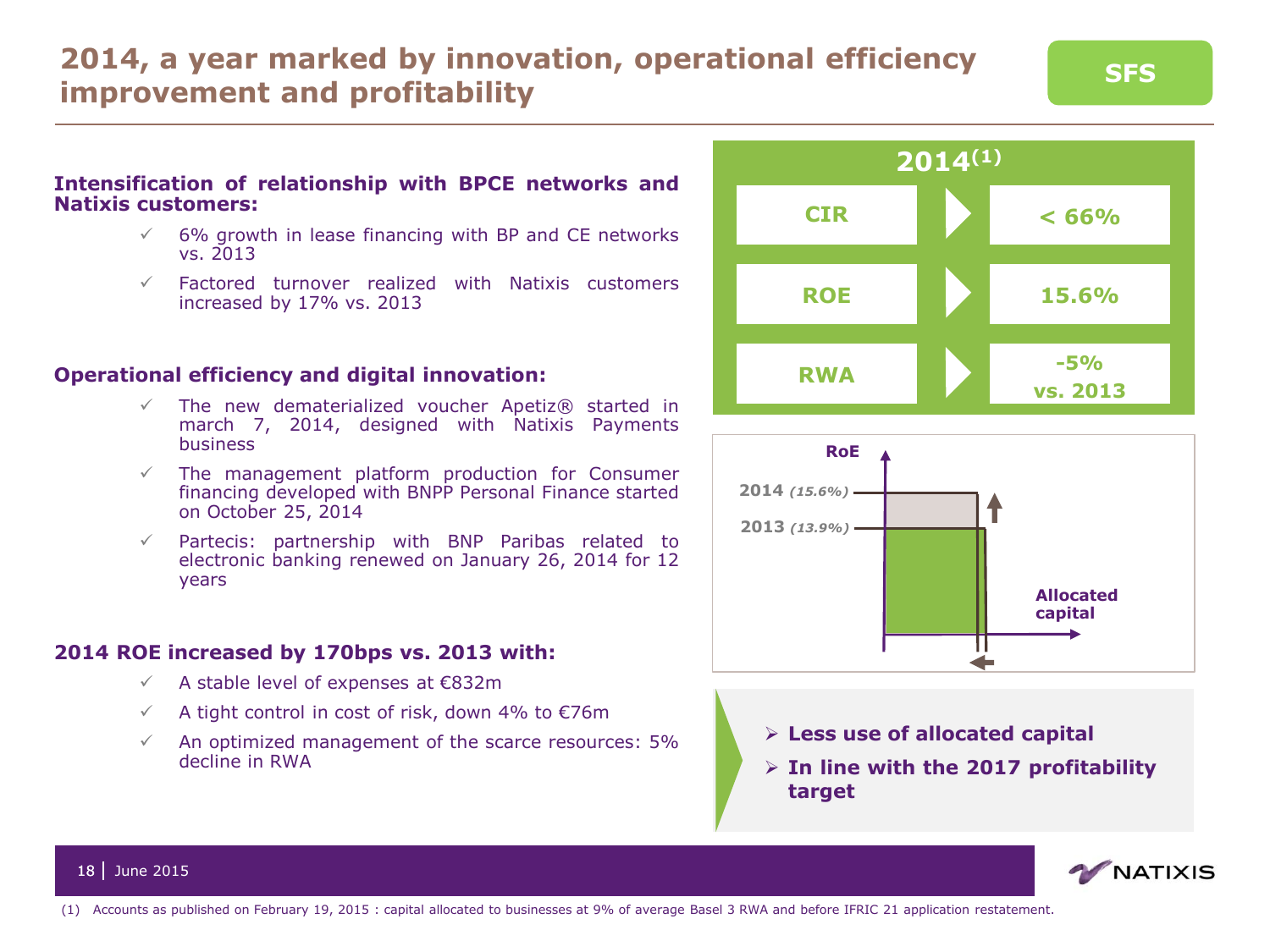# 2014, a year marked by innovation, operational efficiency improvement and profitability

SFS

**Intensification of relationship with BPCE networks and Natixis customers:**

- ✓ 6% growth in lease financing with BP and CE networks vs. 2013
- ✓ Factored turnover realized with Natixis customers increased by 17% vs. 2013

**Operational efficiency and digital innovation:**

- ✓ The new dematerialized voucher Apetiz® started in march 7, 2014, designed with Natixis Payments business
- ✓ The management platform production for Consumer financing developed with BNPP Personal Finance started on October 25, 2014
- ✓ Partecis: partnership with BNP Paribas related to electronic banking renewed on January 26, 2014 for 12 years

**2014 ROE increased by 170bps vs. 2013 with:**

- ✓ A stable level of expenses at €832m
- ✓ A tight control in cost of risk, down 4% to €76m
- ✓ An optimized management of the scarce resources: 5% decline in RWA

| 2014[1] | |
|---|---|
| CIR | < 66% |
| ROE | 15.6% |
| RWA | -5% vs. 2013 |

RoE

2014 *(15.6%)*

2013 *(13.9%)*

Allocated capital

- **Less use of allocated capital**
- **In line with the 2017 profitability target**

(1) Accounts as published on February 19, 2015 : capital allocated to businesses at 9% of average Basel 3 RWA and before IFRIC 21 application restatement.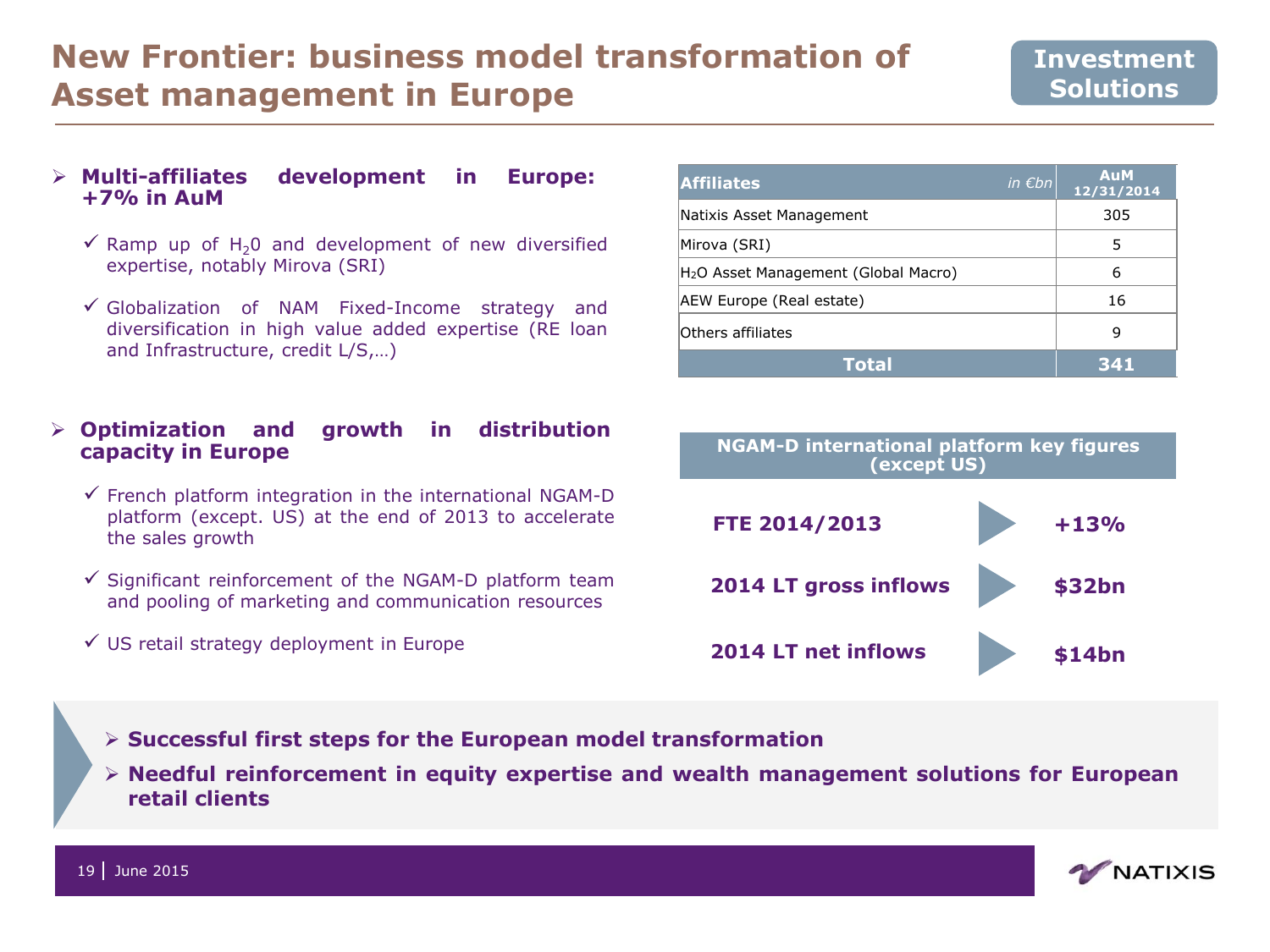# New Frontier: business model transformation of Asset management in Europe

**Investment Solutions**

- **Multi-affiliates development in Europe: +7% in AuM**
  - ✓ Ramp up of $H_20$ and development of new diversified expertise, notably Mirova (SRI)
  - ✓ Globalization of NAM Fixed-Income strategy and diversification in high value added expertise (RE loan and Infrastructure, credit L/S,…)

| Affiliates *in €bn* | AuM 12/31/2014 |
|---|---|
| Natixis Asset Management | 305 |
| Mirova (SRI) | 5 |
| $H_2O$ Asset Management (Global Macro) | 6 |
| AEW Europe (Real estate) | 16 |
| Others affiliates | 9 |
| **Total** | **341** |

- **Optimization and growth in distribution capacity in Europe**
  - ✓ French platform integration in the international NGAM-D platform (except. US) at the end of 2013 to accelerate the sales growth
  - ✓ Significant reinforcement of the NGAM-D platform team and pooling of marketing and communication resources
  - ✓ US retail strategy deployment in Europe

**NGAM-D international platform key figures (except US)**

| | |
|---|---|
| **FTE 2014/2013** | **+13%** |
| **2014 LT gross inflows** | **$32bn** |
| **2014 LT net inflows** | **$14bn** |

- **Successful first steps for the European model transformation**
- **Needful reinforcement in equity expertise and wealth management solutions for European retail clients**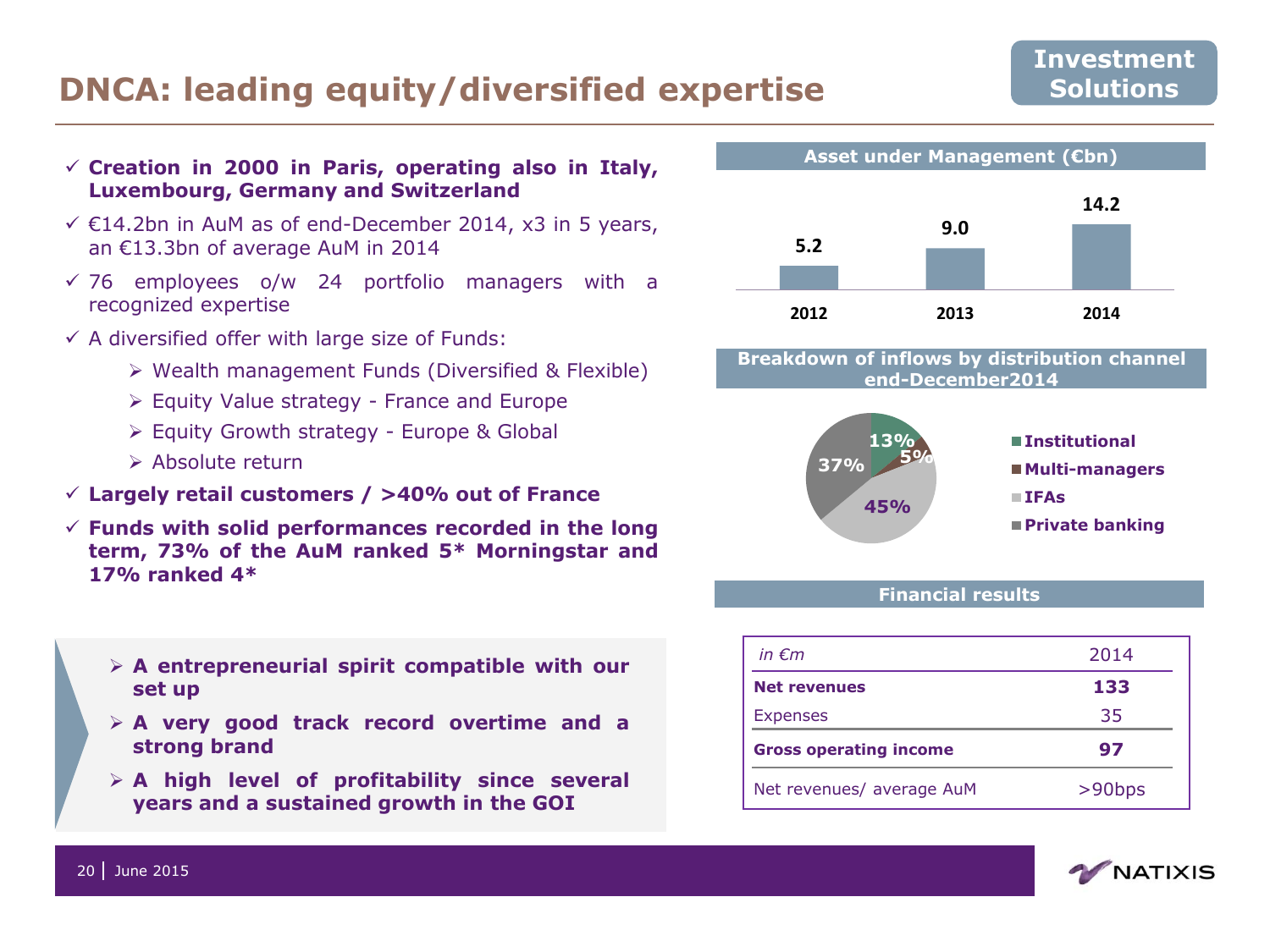# DNCA: leading equity/diversified expertise

Investment Solutions

- ✓ **Creation in 2000 in Paris, operating also in Italy, Luxembourg, Germany and Switzerland**
- ✓ €14.2bn in AuM as of end-December 2014, x3 in 5 years, an €13.3bn of average AuM in 2014
- ✓ 76 employees o/w 24 portfolio managers with a recognized expertise
- ✓ A diversified offer with large size of Funds:
  - Wealth management Funds (Diversified & Flexible)
  - Equity Value strategy - France and Europe
  - Equity Growth strategy - Europe & Global
  - Absolute return
- ✓ **Largely retail customers / >40% out of France**
- ✓ **Funds with solid performances recorded in the long term, 73% of the AuM ranked 5* Morningstar and 17% ranked 4***

- **A entrepreneurial spirit compatible with our set up**
- **A very good track record overtime and a strong brand**
- **A high level of profitability since several years and a sustained growth in the GOI**

**Asset under Management (€bn)**

2012: 5.2
2013: 9.0
2014: 14.2

**Breakdown of inflows by distribution channel end-December2014**

Institutional: 13%
Multi-managers: 5%
IFAs: 45%
Private banking: 37%

**Financial results**

| in €m | 2014 |
|---|---|
| **Net revenues** | **133** |
| Expenses | 35 |
| **Gross operating income** | **97** |
| Net revenues/ average AuM | >90bps |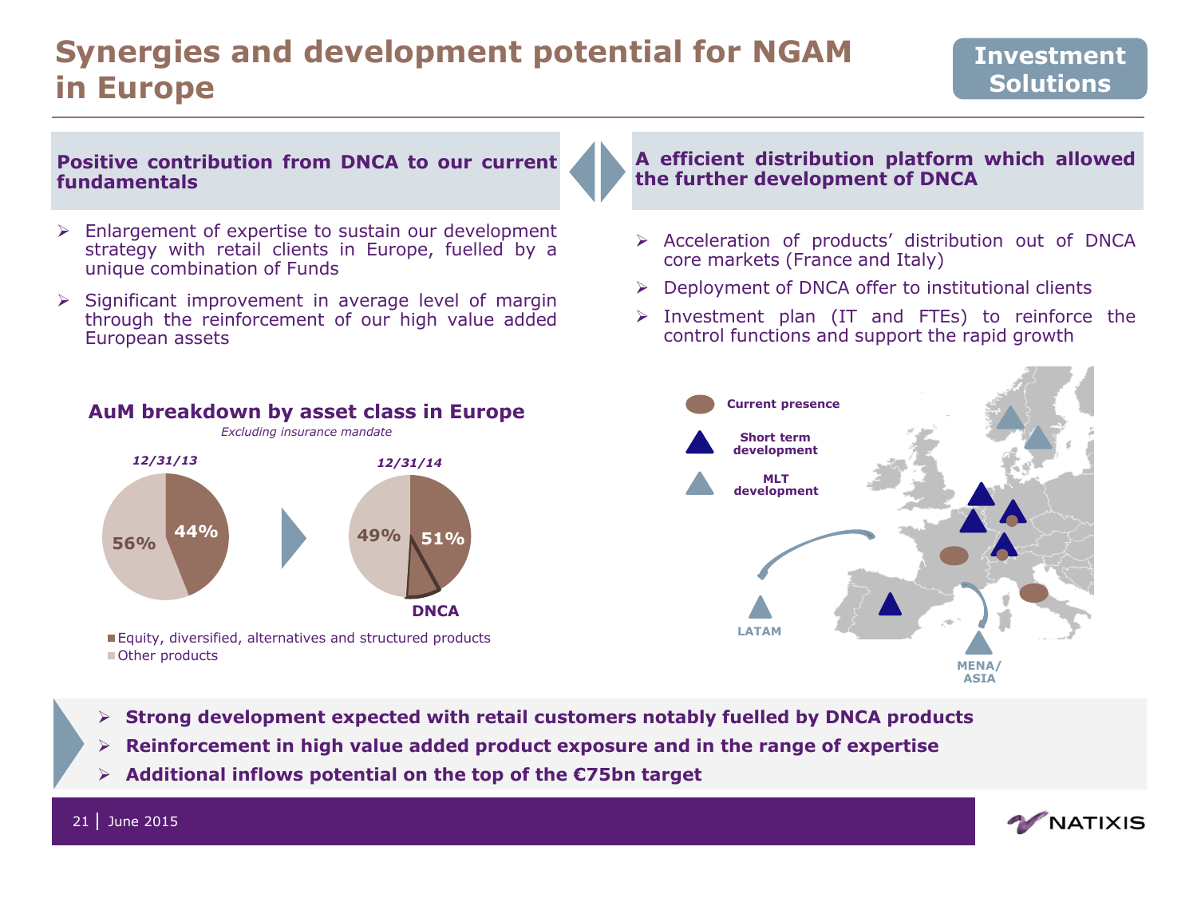# Synergies and development potential for NGAM in Europe

Investment Solutions

**Positive contribution from DNCA to our current fundamentals**

- Enlargement of expertise to sustain our development strategy with retail clients in Europe, fuelled by a unique combination of Funds
- Significant improvement in average level of margin through the reinforcement of our high value added European assets

**AuM breakdown by asset class in Europe**

*Excluding insurance mandate*

*12/31/13*

56%
44%

*12/31/14*

49%
51%
DNCA

Equity, diversified, alternatives and structured products
Other products

**A efficient distribution platform which allowed the further development of DNCA**

- Acceleration of products' distribution out of DNCA core markets (France and Italy)
- Deployment of DNCA offer to institutional clients
- Investment plan (IT and FTEs) to reinforce the control functions and support the rapid growth

Current presence
Short term development
MLT development
LATAM
MENA/ ASIA

- **Strong development expected with retail customers notably fuelled by DNCA products**
- **Reinforcement in high value added product exposure and in the range of expertise**
- **Additional inflows potential on the top of the €75bn target**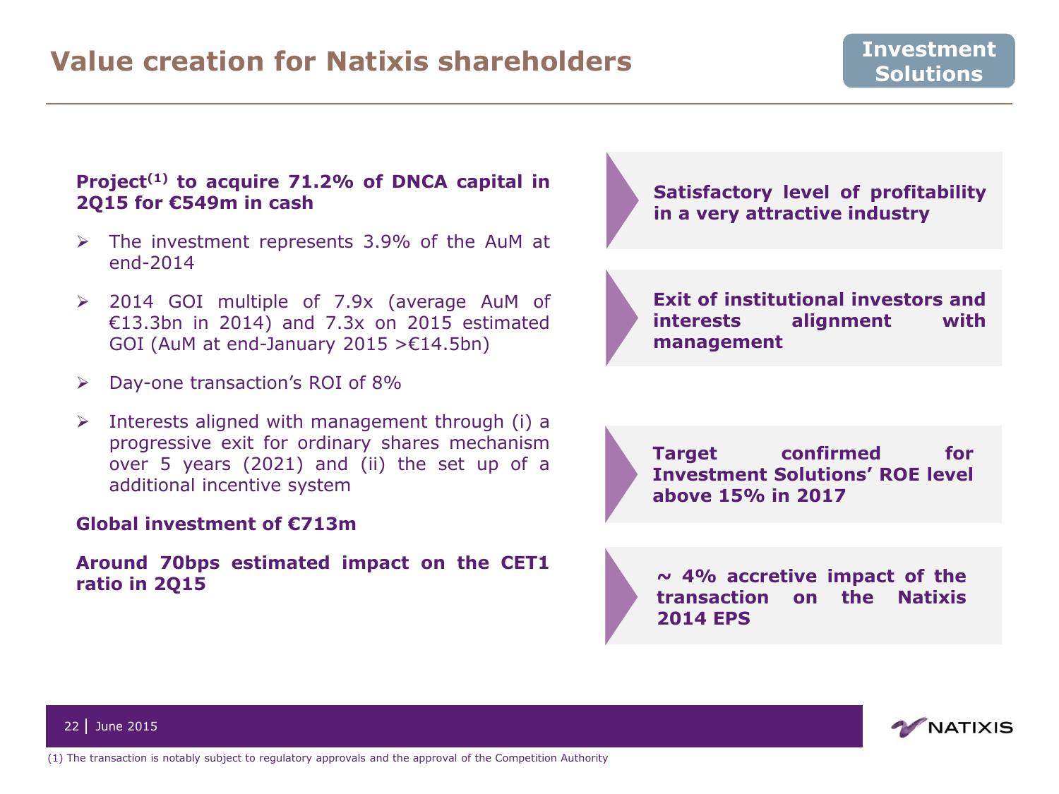# Value creation for Natixis shareholders

Investment Solutions

**Project[1] to acquire 71.2% of DNCA capital in 2Q15 for €549m in cash**

- The investment represents 3.9% of the AuM at end-2014
- 2014 GOI multiple of 7.9x (average AuM of €13.3bn in 2014) and 7.3x on 2015 estimated GOI (AuM at end-January 2015 >€14.5bn)
- Day-one transaction's ROI of 8%
- Interests aligned with management through (i) a progressive exit for ordinary shares mechanism over 5 years (2021) and (ii) the set up of a additional incentive system

**Global investment of €713m**

**Around 70bps estimated impact on the CET1 ratio in 2Q15**

**Satisfactory level of profitability in a very attractive industry**

**Exit of institutional investors and interests alignment with management**

**Target confirmed for Investment Solutions' ROE level above 15% in 2017**

**~ 4% accretive impact of the transaction on the Natixis 2014 EPS**

(1) The transaction is notably subject to regulatory approvals and the approval of the Competition Authority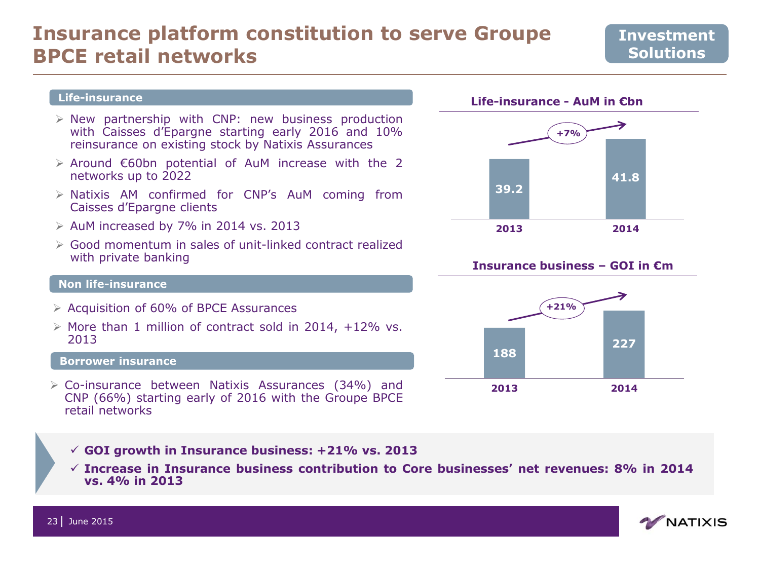# Insurance platform constitution to serve Groupe BPCE retail networks

Investment Solutions

## Life-insurance

- New partnership with CNP: new business production with Caisses d'Epargne starting early 2016 and 10% reinsurance on existing stock by Natixis Assurances
- Around €60bn potential of AuM increase with the 2 networks up to 2022
- Natixis AM confirmed for CNP's AuM coming from Caisses d'Epargne clients
- AuM increased by 7% in 2014 vs. 2013
- Good momentum in sales of unit-linked contract realized with private banking

## Non life-insurance

- Acquisition of 60% of BPCE Assurances
- More than 1 million of contract sold in 2014, +12% vs. 2013

## Borrower insurance

- Co-insurance between Natixis Assurances (34%) and CNP (66%) starting early of 2016 with the Groupe BPCE retail networks

**Life-insurance - AuM in €bn**

+7%

39.2
41.8

2013
2014

**Insurance business – GOI in €m**

+21%

188
227

2013
2014

- ✓ **GOI growth in Insurance business: +21% vs. 2013**
- ✓ **Increase in Insurance business contribution to Core businesses' net revenues: 8% in 2014 vs. 4% in 2013**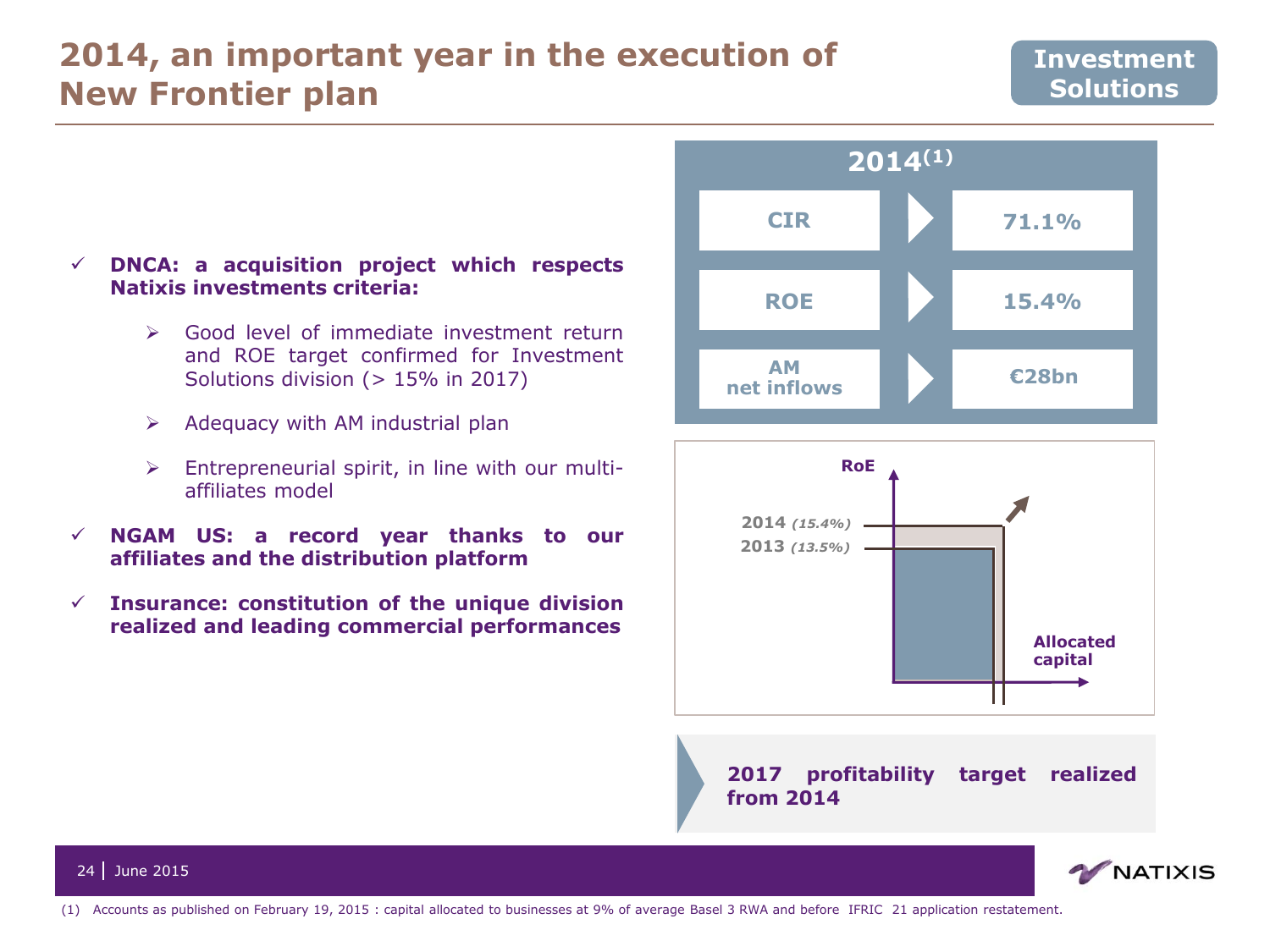# 2014, an important year in the execution of New Frontier plan

**Investment Solutions**

- ✓ **DNCA: a acquisition project which respects Natixis investments criteria:**
  - ➢ Good level of immediate investment return and ROE target confirmed for Investment Solutions division (> 15% in 2017)
  - ➢ Adequacy with AM industrial plan
  - ➢ Entrepreneurial spirit, in line with our multi-affiliates model
- ✓ **NGAM US: a record year thanks to our affiliates and the distribution platform**
- ✓ **Insurance: constitution of the unique division realized and leading commercial performances**

| 2014[(1)] | |
|---|---|
| CIR | 71.1% |
| ROE | 15.4% |
| AM net inflows | €28bn |

RoE

2014 *(15.4%)*

2013 *(13.5%)*

Allocated capital

**2017 profitability target realized from 2014**

(1) Accounts as published on February 19, 2015 : capital allocated to businesses at 9% of average Basel 3 RWA and before IFRIC 21 application restatement.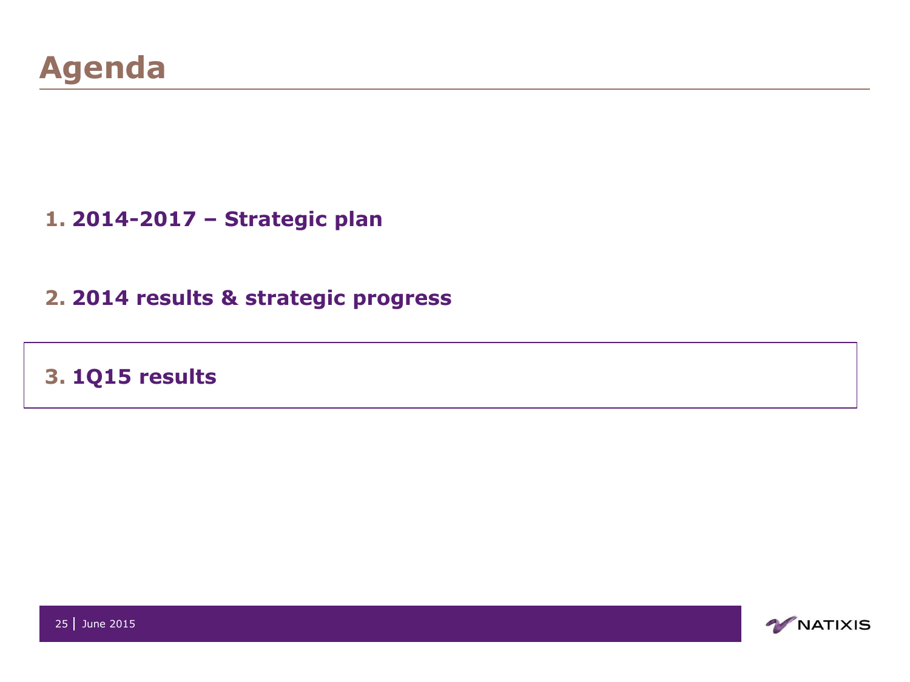# Agenda

1. **2014-2017 – Strategic plan**

2. **2014 results & strategic progress**

3. **1Q15 results**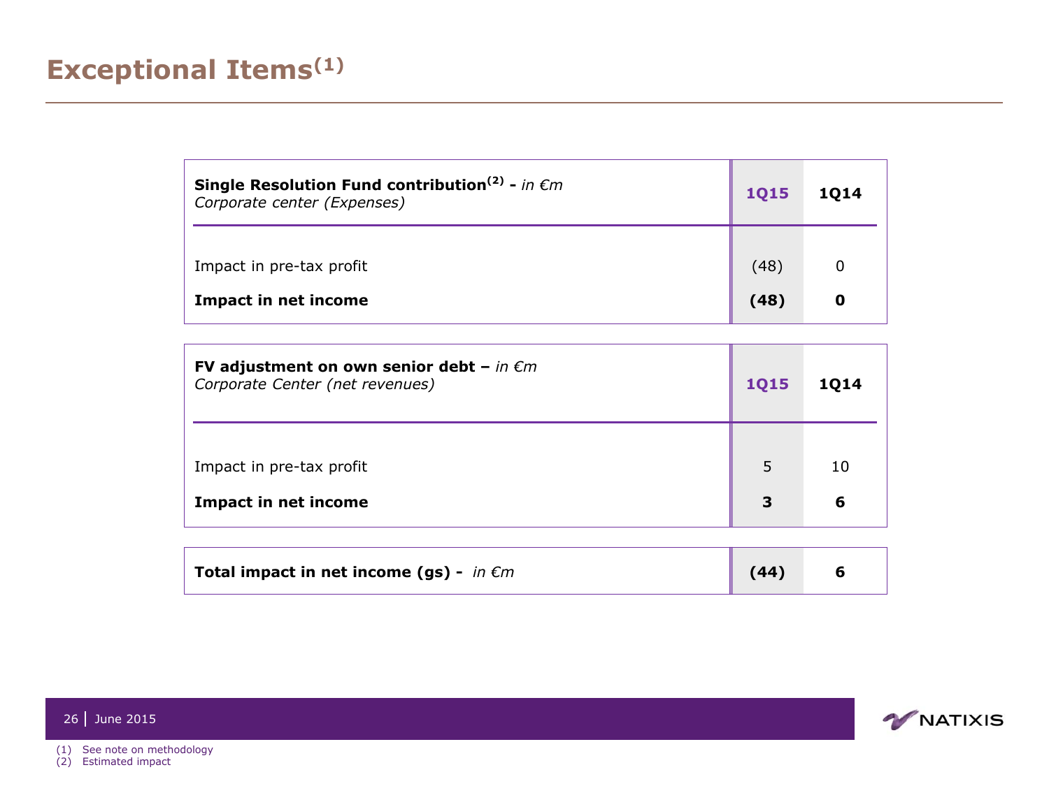# Exceptional Items[1]

| **Single Resolution Fund contribution[2]** - *in €m*<br>*Corporate center (Expenses)* | **1Q15** | **1Q14** |
|---|---|---|
| Impact in pre-tax profit | (48) | 0 |
| **Impact in net income** | **(48)** | **0** |

| **FV adjustment on own senior debt** – *in €m*<br>*Corporate Center (net revenues)* | **1Q15** | **1Q14** |
|---|---|---|
| Impact in pre-tax profit | 5 | 10 |
| **Impact in net income** | **3** | **6** |

| | | |
|---|---|---|
| **Total impact in net income (gs)** - *in €m* | **(44)** | **6** |

(1) See note on methodology
(2) Estimated impact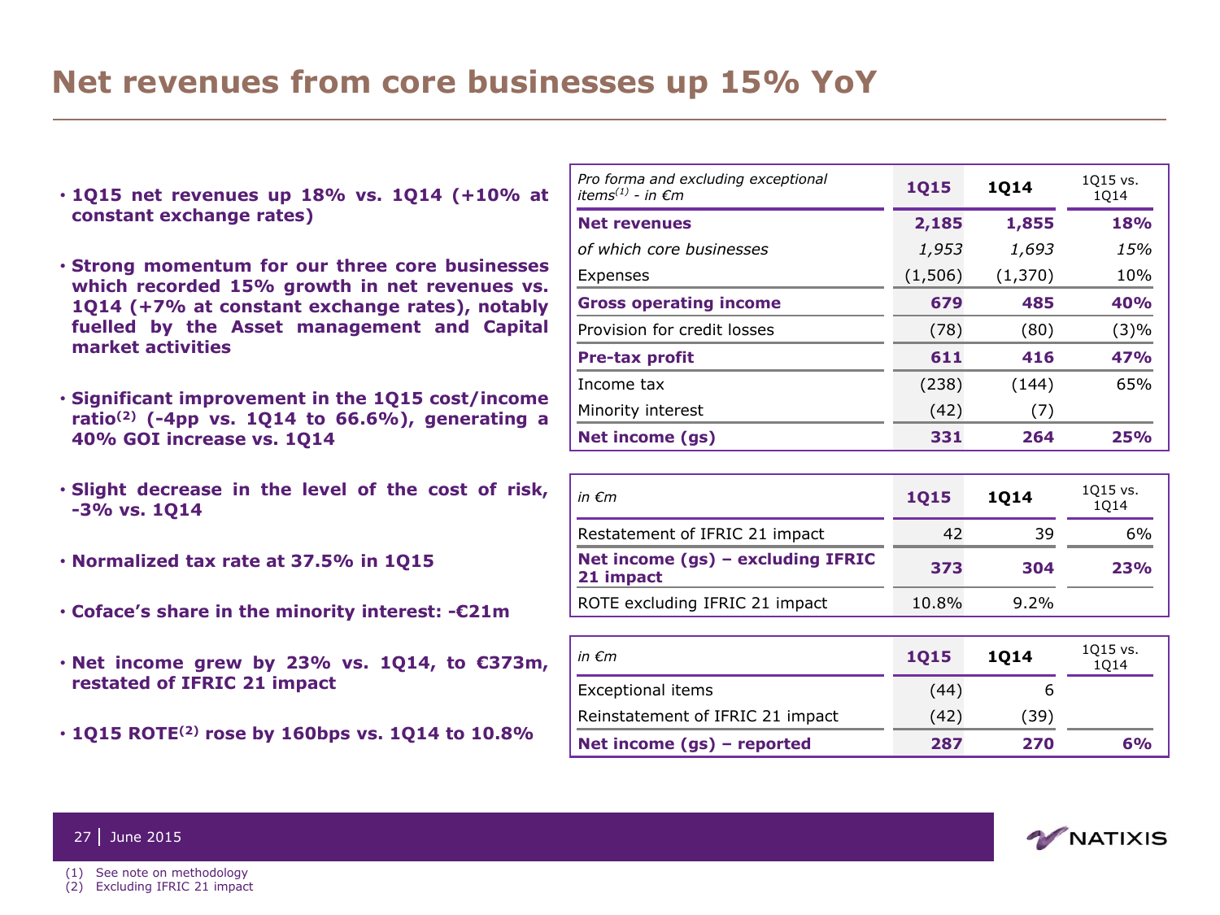# Net revenues from core businesses up 15% YoY

- **1Q15 net revenues up 18% vs. 1Q14 (+10% at constant exchange rates)**
- **Strong momentum for our three core businesses which recorded 15% growth in net revenues vs. 1Q14 (+7% at constant exchange rates), notably fuelled by the Asset management and Capital market activities**
- **Significant improvement in the 1Q15 cost/income ratio[2] (-4pp vs. 1Q14 to 66.6%), generating a 40% GOI increase vs. 1Q14**
- **Slight decrease in the level of the cost of risk, -3% vs. 1Q14**
- **Normalized tax rate at 37.5% in 1Q15**
- **Coface's share in the minority interest: -€21m**
- **Net income grew by 23% vs. 1Q14, to €373m, restated of IFRIC 21 impact**
- **1Q15 ROTE[2] rose by 160bps vs. 1Q14 to 10.8%**

| *Pro forma and excluding exceptional items[1] - in €m* | 1Q15 | 1Q14 | 1Q15 vs. 1Q14 |
|---|---|---|---|
| **Net revenues** | **2,185** | **1,855** | **18%** |
| *of which core businesses* | *1,953* | *1,693* | *15%* |
| Expenses | (1,506) | (1,370) | 10% |
| **Gross operating income** | **679** | **485** | **40%** |
| Provision for credit losses | (78) | (80) | (3)% |
| **Pre-tax profit** | **611** | **416** | **47%** |
| Income tax | (238) | (144) | 65% |
| Minority interest | (42) | (7) | |
| **Net income (gs)** | **331** | **264** | **25%** |

| *in €m* | 1Q15 | 1Q14 | 1Q15 vs. 1Q14 |
|---|---|---|---|
| Restatement of IFRIC 21 impact | 42 | 39 | 6% |
| **Net income (gs) – excluding IFRIC 21 impact** | **373** | **304** | **23%** |
| ROTE excluding IFRIC 21 impact | 10.8% | 9.2% | |

| *in €m* | 1Q15 | 1Q14 | 1Q15 vs. 1Q14 |
|---|---|---|---|
| Exceptional items | (44) | 6 | |
| Reinstatement of IFRIC 21 impact | (42) | (39) | |
| **Net income (gs) – reported** | **287** | **270** | **6%** |

(1) See note on methodology
(2) Excluding IFRIC 21 impact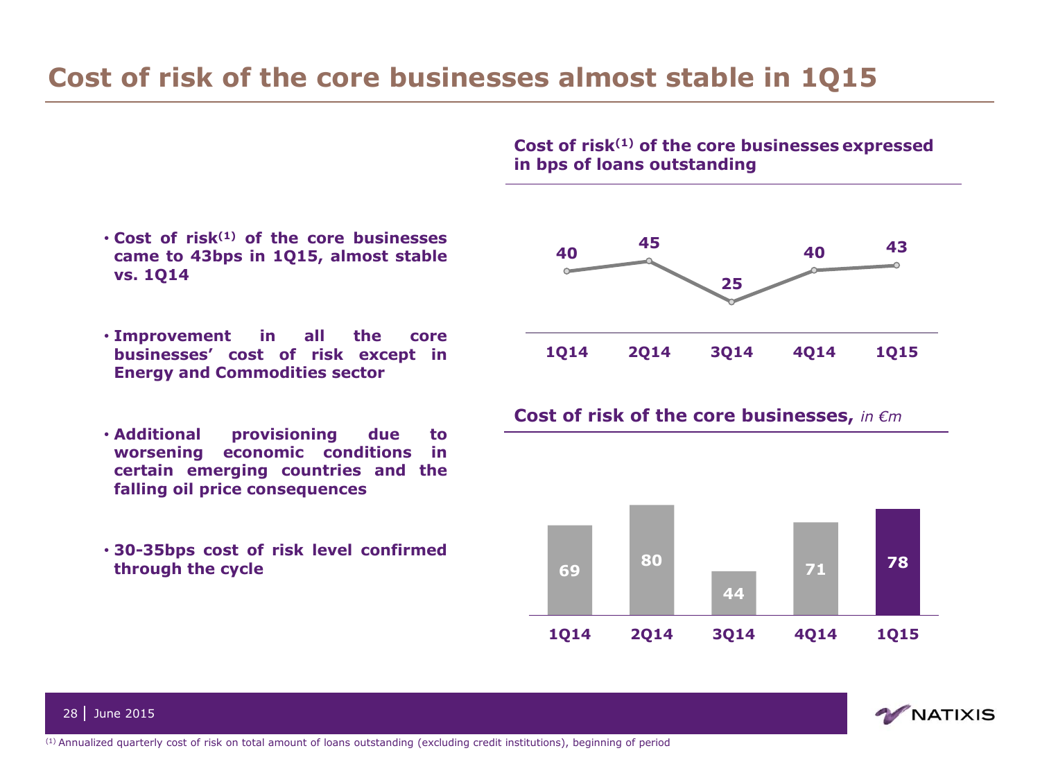# Cost of risk of the core businesses almost stable in 1Q15

- **Cost of risk[(1)] of the core businesses came to 43bps in 1Q15, almost stable vs. 1Q14**
- **Improvement in all the core businesses' cost of risk except in Energy and Commodities sector**
- **Additional provisioning due to worsening economic conditions in certain emerging countries and the falling oil price consequences**
- **30-35bps cost of risk level confirmed through the cycle**

**Cost of risk[(1)] of the core businesses expressed in bps of loans outstanding**

40
45
25
40
43
1Q14
2Q14
3Q14
4Q14
1Q15

**Cost of risk of the core businesses,** *in €m*

69
80
44
71
78
1Q14
2Q14
3Q14
4Q14
1Q15

(1) Annualized quarterly cost of risk on total amount of loans outstanding (excluding credit institutions), beginning of period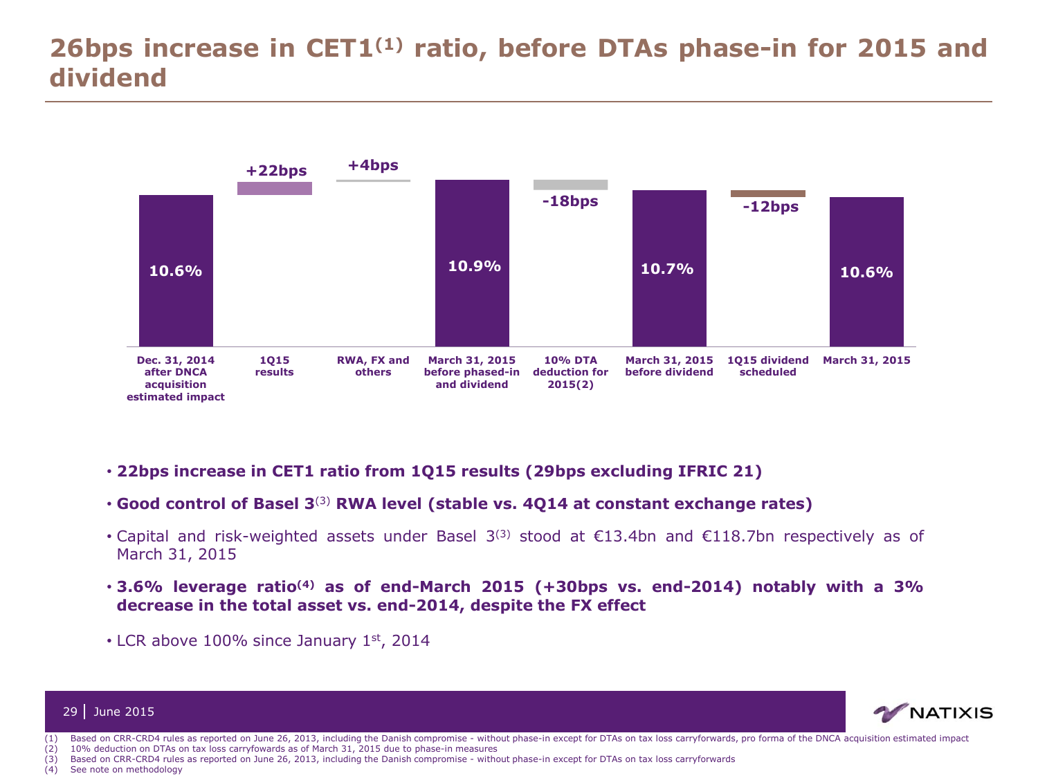# 26bps increase in CET1[(1)] ratio, before DTAs phase-in for 2015 and dividend

+22bps
+4bps
10.6%
10.9%
-18bps
10.7%
-12bps
10.6%

Dec. 31, 2014 after DNCA acquisition estimated impact
1Q15 results
RWA, FX and others
March 31, 2015 before phased-in and dividend
10% DTA deduction for 2015(2)
March 31, 2015 before dividend
1Q15 dividend scheduled
March 31, 2015

- **22bps increase in CET1 ratio from 1Q15 results (29bps excluding IFRIC 21)**
- **Good control of Basel 3[(3)] RWA level (stable vs. 4Q14 at constant exchange rates)**
- Capital and risk-weighted assets under Basel 3[(3)] stood at €13.4bn and €118.7bn respectively as of March 31, 2015
- **3.6% leverage ratio[(4)] as of end-March 2015 (+30bps vs. end-2014) notably with a 3% decrease in the total asset vs. end-2014, despite the FX effect**
- LCR above 100% since January 1st, 2014

(1) Based on CRR-CRD4 rules as reported on June 26, 2013, including the Danish compromise - without phase-in except for DTAs on tax loss carryforwards, pro forma of the DNCA acquisition estimated impact
(2) 10% deduction on DTAs on tax loss carryfowards as of March 31, 2015 due to phase-in measures
(3) Based on CRR-CRD4 rules as reported on June 26, 2013, including the Danish compromise - without phase-in except for DTAs on tax loss carryforwards
(4) See note on methodology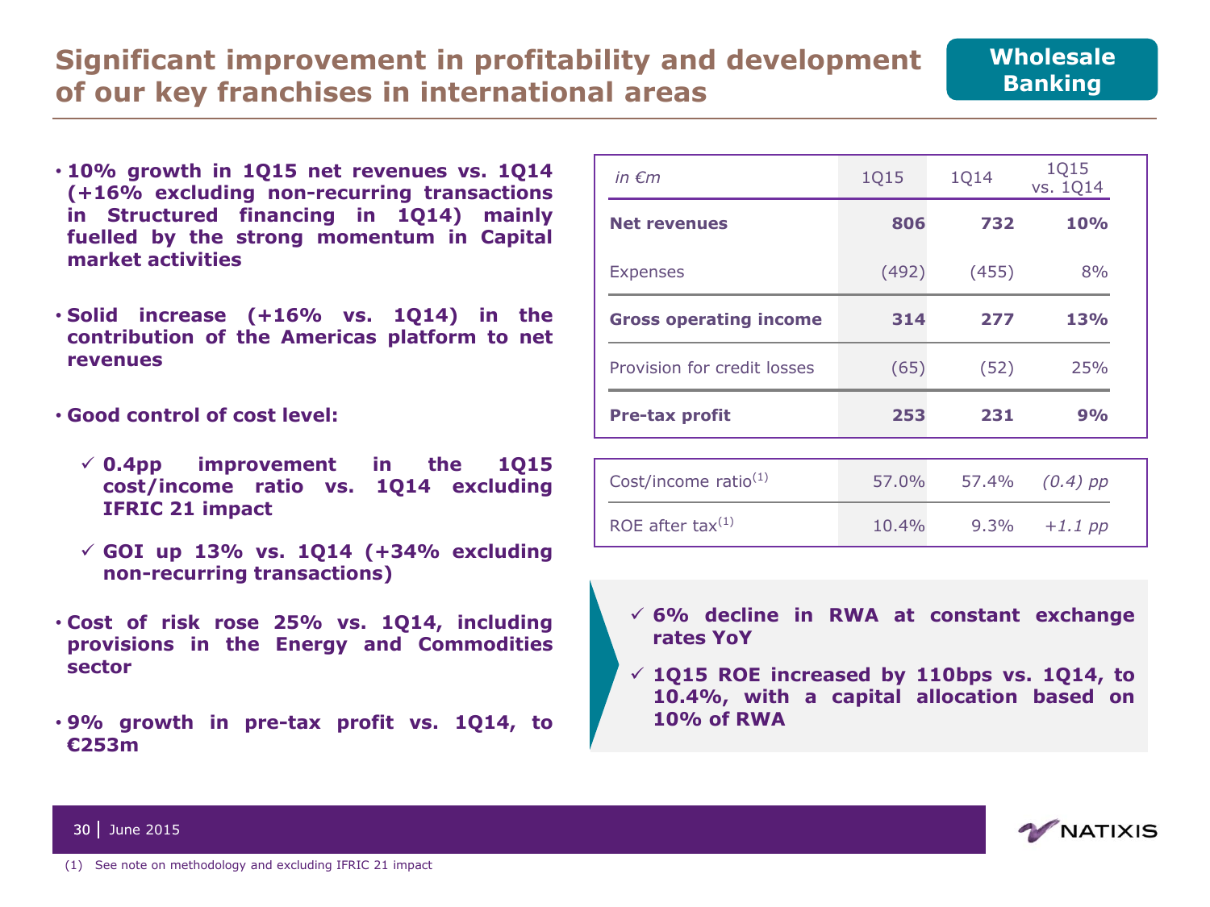# Significant improvement in profitability and development of our key franchises in international areas

**Wholesale Banking**

- **10% growth in 1Q15 net revenues vs. 1Q14 (+16% excluding non-recurring transactions in Structured financing in 1Q14) mainly fuelled by the strong momentum in Capital market activities**
- **Solid increase (+16% vs. 1Q14) in the contribution of the Americas platform to net revenues**
- **Good control of cost level:**
  - ✓ **0.4pp improvement in the 1Q15 cost/income ratio vs. 1Q14 excluding IFRIC 21 impact**
  - ✓ **GOI up 13% vs. 1Q14 (+34% excluding non-recurring transactions)**
- **Cost of risk rose 25% vs. 1Q14, including provisions in the Energy and Commodities sector**
- **9% growth in pre-tax profit vs. 1Q14, to €253m**

| *in €m* | 1Q15 | 1Q14 | 1Q15 vs. 1Q14 |
|---|---|---|---|
| **Net revenues** | **806** | **732** | **10%** |
| Expenses | (492) | (455) | 8% |
| **Gross operating income** | **314** | **277** | **13%** |
| Provision for credit losses | (65) | (52) | 25% |
| **Pre-tax profit** | **253** | **231** | **9%** |

| | 1Q15 | 1Q14 | 1Q15 vs. 1Q14 |
|---|---|---|---|
| Cost/income ratio[1] | 57.0% | 57.4% | *(0.4) pp* |
| ROE after tax[1] | 10.4% | 9.3% | *+1.1 pp* |

- ✓ **6% decline in RWA at constant exchange rates YoY**
- ✓ **1Q15 ROE increased by 110bps vs. 1Q14, to 10.4%, with a capital allocation based on 10% of RWA**

(1) See note on methodology and excluding IFRIC 21 impact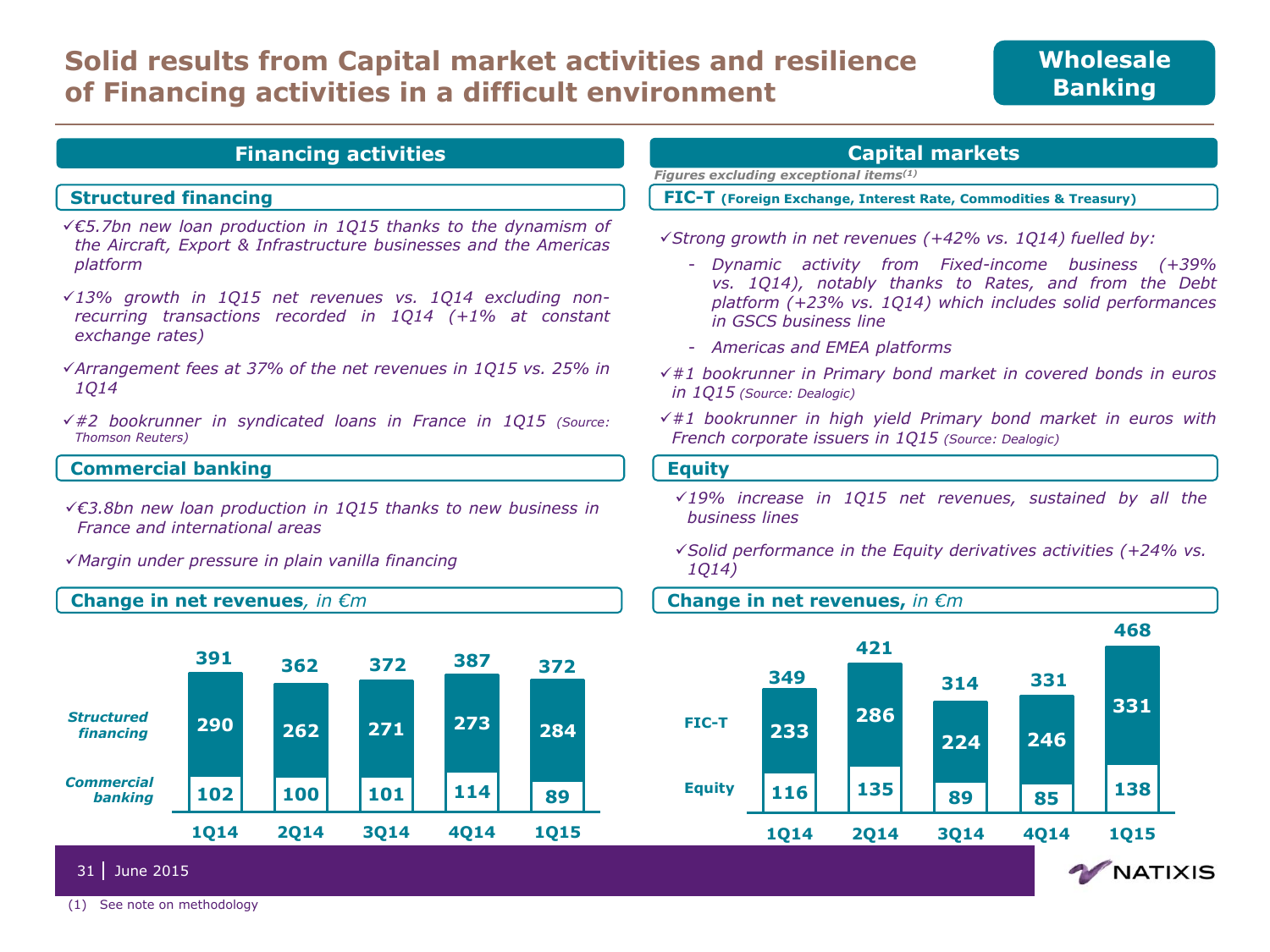# Solid results from Capital market activities and resilience of Financing activities in a difficult environment

**Wholesale Banking**

## Financing activities

### Structured financing

- ✓*€5.7bn new loan production in 1Q15 thanks to the dynamism of the Aircraft, Export & Infrastructure businesses and the Americas platform*
- ✓*13% growth in 1Q15 net revenues vs. 1Q14 excluding non-recurring transactions recorded in 1Q14 (+1% at constant exchange rates)*
- ✓*Arrangement fees at 37% of the net revenues in 1Q15 vs. 25% in 1Q14*
- ✓*#2 bookrunner in syndicated loans in France in 1Q15 (Source: Thomson Reuters)*

### Commercial banking

- ✓*€3.8bn new loan production in 1Q15 thanks to new business in France and international areas*
- ✓*Margin under pressure in plain vanilla financing*

### Change in net revenues, *in €m*

| | 1Q14 | 2Q14 | 3Q14 | 4Q14 | 1Q15 |
|---|---|---|---|---|---|
| *Structured financing* | 290 | 262 | 271 | 273 | 284 |
| *Commercial banking* | 102 | 100 | 101 | 114 | 89 |
| **Total** | 391 | 362 | 372 | 387 | 372 |

## Capital markets

*Figures excluding exceptional items[(1)]*

### FIC-T (Foreign Exchange, Interest Rate, Commodities & Treasury)

- ✓*Strong growth in net revenues (+42% vs. 1Q14) fuelled by:*
  - *Dynamic activity from Fixed-income business (+39% vs. 1Q14), notably thanks to Rates, and from the Debt platform (+23% vs. 1Q14) which includes solid performances in GSCS business line*
  - *Americas and EMEA platforms*
- ✓*#1 bookrunner in Primary bond market in covered bonds in euros in 1Q15 (Source: Dealogic)*
- ✓*#1 bookrunner in high yield Primary bond market in euros with French corporate issuers in 1Q15 (Source: Dealogic)*

### Equity

- ✓*19% increase in 1Q15 net revenues, sustained by all the business lines*
- ✓*Solid performance in the Equity derivatives activities (+24% vs. 1Q14)*

### Change in net revenues, *in €m*

| | 1Q14 | 2Q14 | 3Q14 | 4Q14 | 1Q15 |
|---|---|---|---|---|---|
| FIC-T | 233 | 286 | 224 | 246 | 331 |
| Equity | 116 | 135 | 89 | 85 | 138 |
| **Total** | 349 | 421 | 314 | 331 | 468 |

(1) See note on methodology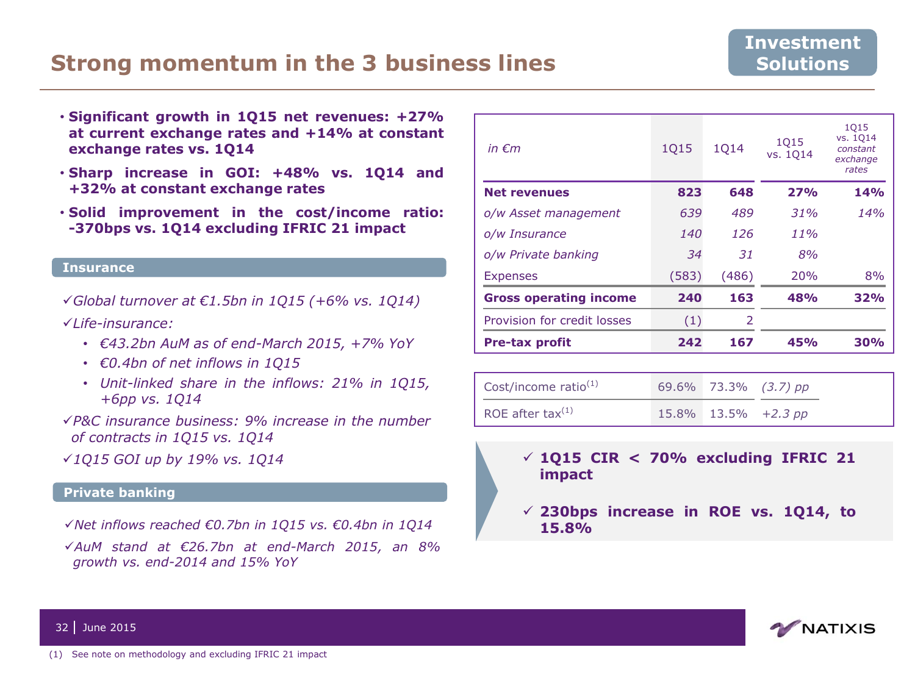# Strong momentum in the 3 business lines

**Investment Solutions**

- **Significant growth in 1Q15 net revenues: +27% at current exchange rates and +14% at constant exchange rates vs. 1Q14**
- **Sharp increase in GOI: +48% vs. 1Q14 and +32% at constant exchange rates**
- **Solid improvement in the cost/income ratio: -370bps vs. 1Q14 excluding IFRIC 21 impact**

### Insurance

✓*Global turnover at €1.5bn in 1Q15 (+6% vs. 1Q14)*

✓*Life-insurance:*

- *€43.2bn AuM as of end-March 2015, +7% YoY*
- *€0.4bn of net inflows in 1Q15*
- *Unit-linked share in the inflows: 21% in 1Q15, +6pp vs. 1Q14*

✓*P&C insurance business: 9% increase in the number of contracts in 1Q15 vs. 1Q14*

✓*1Q15 GOI up by 19% vs. 1Q14*

### Private banking

✓*Net inflows reached €0.7bn in 1Q15 vs. €0.4bn in 1Q14*

✓*AuM stand at €26.7bn at end-March 2015, an 8% growth vs. end-2014 and 15% YoY*

| *in €m* | 1Q15 | 1Q14 | 1Q15 vs. 1Q14 | 1Q15 vs. 1Q14 *constant exchange rates* |
|---|---|---|---|---|
| **Net revenues** | **823** | **648** | **27%** | **14%** |
| *o/w Asset management* | *639* | *489* | *31%* | *14%* |
| *o/w Insurance* | *140* | *126* | *11%* | |
| *o/w Private banking* | *34* | *31* | *8%* | |
| Expenses | (583) | (486) | 20% | 8% |
| **Gross operating income** | **240** | **163** | **48%** | **32%** |
| Provision for credit losses | (1) | 2 | | |
| **Pre-tax profit** | **242** | **167** | **45%** | **30%** |

| | | | |
|---|---|---|---|
| Cost/income ratio(1) | 69.6% | 73.3% | *(3.7) pp* |
| ROE after tax(1) | 15.8% | 13.5% | *+2.3 pp* |

- ✓ **1Q15 CIR < 70% excluding IFRIC 21 impact**
- ✓ **230bps increase in ROE vs. 1Q14, to 15.8%**

(1) See note on methodology and excluding IFRIC 21 impact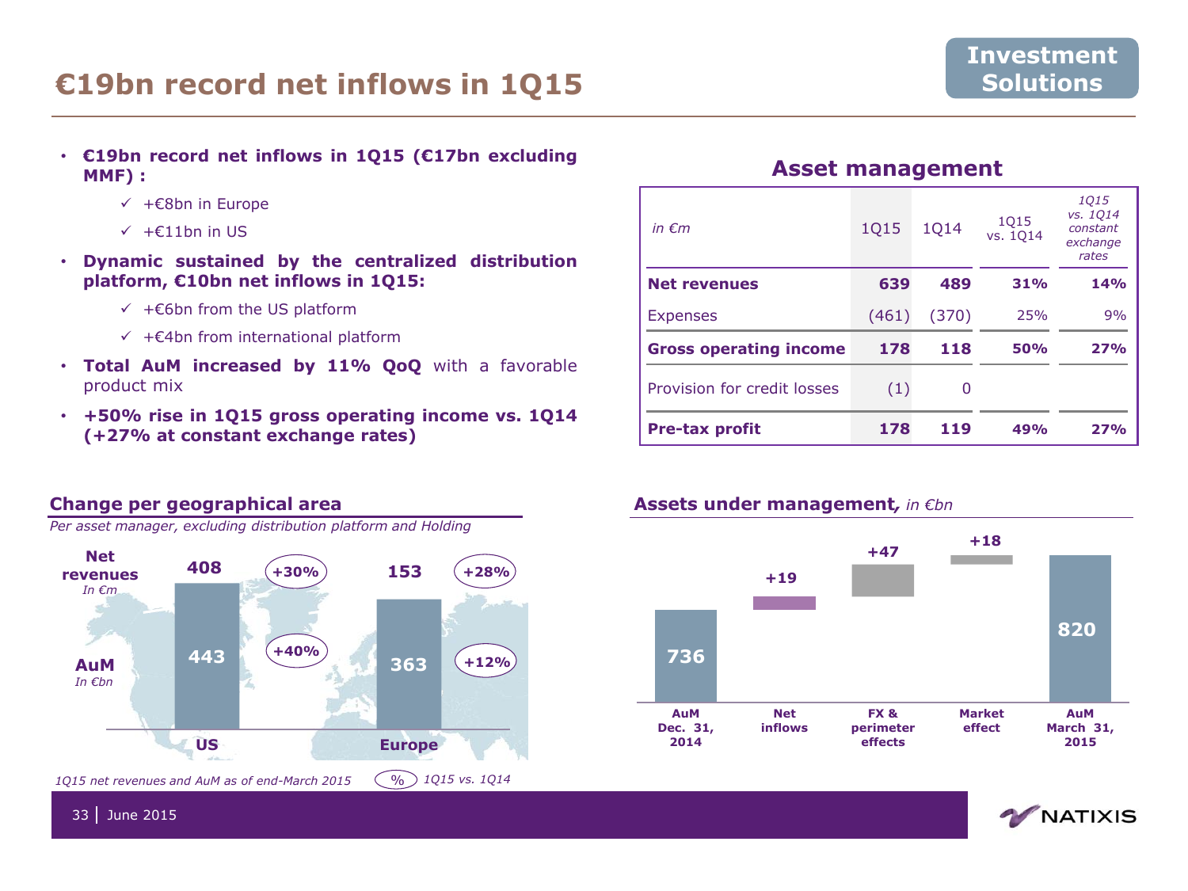# €19bn record net inflows in 1Q15

Investment Solutions

- **€19bn record net inflows in 1Q15 (€17bn excluding MMF) :**
  - ✓ +€8bn in Europe
  - ✓ +€11bn in US
- **Dynamic sustained by the centralized distribution platform, €10bn net inflows in 1Q15:**
  - ✓ +€6bn from the US platform
  - ✓ +€4bn from international platform
- **Total AuM increased by 11% QoQ** with a favorable product mix
- **+50% rise in 1Q15 gross operating income vs. 1Q14 (+27% at constant exchange rates)**

## Asset management

| *in €m* | 1Q15 | 1Q14 | 1Q15 vs. 1Q14 | *1Q15 vs. 1Q14 constant exchange rates* |
|---|---|---|---|---|
| **Net revenues** | **639** | **489** | **31%** | **14%** |
| Expenses | (461) | (370) | 25% | 9% |
| **Gross operating income** | **178** | **118** | **50%** | **27%** |
| Provision for credit losses | (1) | 0 | | |
| **Pre-tax profit** | **178** | **119** | **49%** | **27%** |

## Change per geographical area

*Per asset manager, excluding distribution platform and Holding*

Net revenues *In €m*

AuM *In €bn*

US: 408 (+30%); 443 (+40%)

Europe: 153 (+28%); 363 (+12%)

*1Q15 net revenues and AuM as of end-March 2015* — % *1Q15 vs. 1Q14*

## Assets under management, *in €bn*

AuM Dec. 31, 2014: 736

Net inflows: +19

FX & perimeter effects: +47

Market effect: +18

AuM March 31, 2015: 820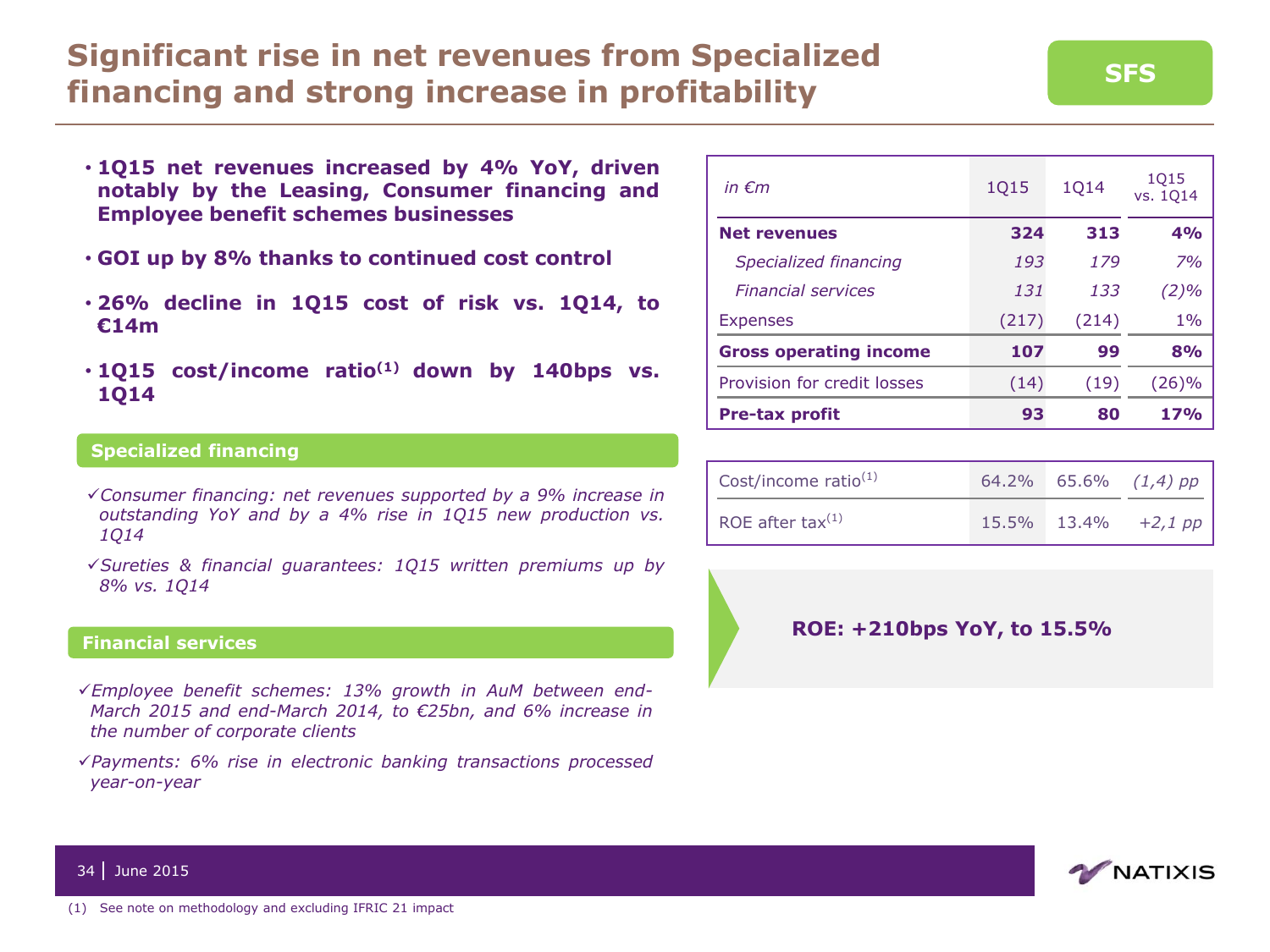# Significant rise in net revenues from Specialized financing and strong increase in profitability

SFS

- **1Q15 net revenues increased by 4% YoY, driven notably by the Leasing, Consumer financing and Employee benefit schemes businesses**
- **GOI up by 8% thanks to continued cost control**
- **26% decline in 1Q15 cost of risk vs. 1Q14, to €14m**
- **1Q15 cost/income ratio[1] down by 140bps vs. 1Q14**

## Specialized financing

✓*Consumer financing: net revenues supported by a 9% increase in outstanding YoY and by a 4% rise in 1Q15 new production vs. 1Q14*

✓*Sureties & financial guarantees: 1Q15 written premiums up by 8% vs. 1Q14*

## Financial services

✓*Employee benefit schemes: 13% growth in AuM between end-March 2015 and end-March 2014, to €25bn, and 6% increase in the number of corporate clients*

✓*Payments: 6% rise in electronic banking transactions processed year-on-year*

| *in €m* | 1Q15 | 1Q14 | 1Q15 vs. 1Q14 |
|---|---|---|---|
| **Net revenues** | **324** | **313** | **4%** |
| *Specialized financing* | *193* | *179* | *7%* |
| *Financial services* | *131* | *133* | *(2)%* |
| Expenses | (217) | (214) | 1% |
| **Gross operating income** | **107** | **99** | **8%** |
| Provision for credit losses | (14) | (19) | (26)% |
| **Pre-tax profit** | **93** | **80** | **17%** |

| | | | |
|---|---|---|---|
| Cost/income ratio[1] | 64.2% | 65.6% | *(1,4) pp* |
| ROE after tax[1] | 15.5% | 13.4% | *+2,1 pp* |

**ROE: +210bps YoY, to 15.5%**

(1) See note on methodology and excluding IFRIC 21 impact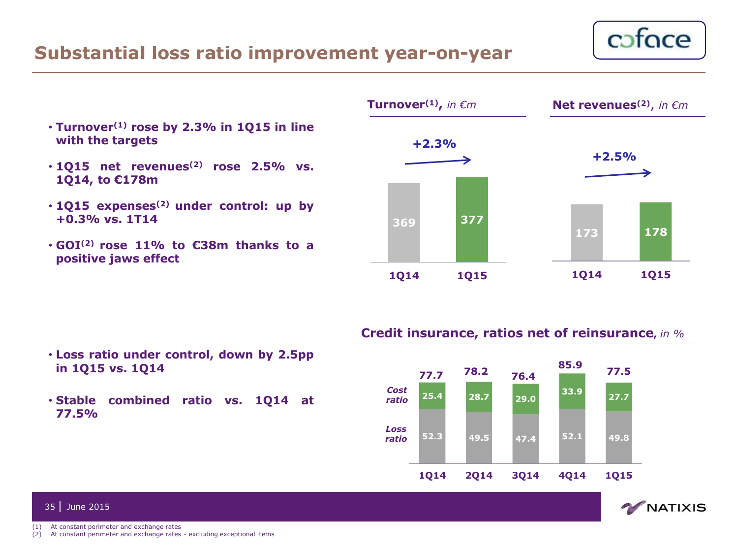# Substantial loss ratio improvement year-on-year

- **Turnover[(1)] rose by 2.3% in 1Q15 in line with the targets**
- **1Q15 net revenues[(2)] rose 2.5% vs. 1Q14, to €178m**
- **1Q15 expenses[(2)] under control: up by +0.3% vs. 1T14**
- **GOI[(2)] rose 11% to €38m thanks to a positive jaws effect**

**Turnover[(1)]**, *in €m*

+2.3%

369
377

1Q14
1Q15

**Net revenues[(2)]**, *in €m*

+2.5%

173
178

1Q14
1Q15

- **Loss ratio under control, down by 2.5pp in 1Q15 vs. 1Q14**
- **Stable combined ratio vs. 1Q14 at 77.5%**

**Credit insurance, ratios net of reinsurance**, *in %*

*Cost ratio*
*Loss ratio*

1Q14: 77.7 — 25.4 — 52.3
2Q14: 78.2 — 28.7 — 49.5
3Q14: 76.4 — 29.0 — 47.4
4Q14: 85.9 — 33.9 — 52.1
1Q15: 77.5 — 27.7 — 49.8

(1) At constant perimeter and exchange rates
(2) At constant perimeter and exchange rates - excluding exceptional items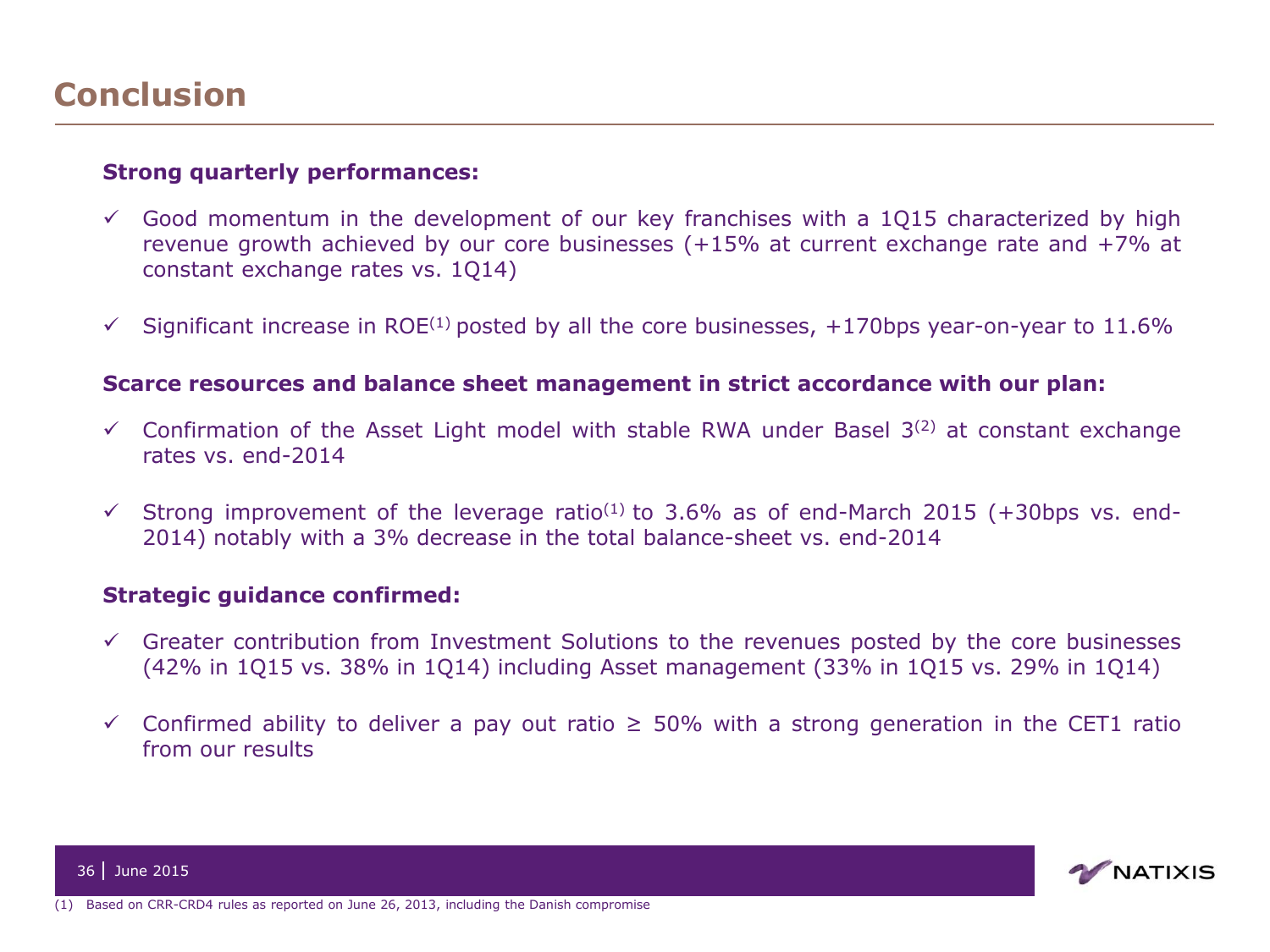# Conclusion

**Strong quarterly performances:**

- ✓ Good momentum in the development of our key franchises with a 1Q15 characterized by high revenue growth achieved by our core businesses (+15% at current exchange rate and +7% at constant exchange rates vs. 1Q14)
- ✓ Significant increase in ROE[1] posted by all the core businesses, +170bps year-on-year to 11.6%

**Scarce resources and balance sheet management in strict accordance with our plan:**

- ✓ Confirmation of the Asset Light model with stable RWA under Basel 3[2] at constant exchange rates vs. end-2014
- ✓ Strong improvement of the leverage ratio[1] to 3.6% as of end-March 2015 (+30bps vs. end-2014) notably with a 3% decrease in the total balance-sheet vs. end-2014

**Strategic guidance confirmed:**

- ✓ Greater contribution from Investment Solutions to the revenues posted by the core businesses (42% in 1Q15 vs. 38% in 1Q14) including Asset management (33% in 1Q15 vs. 29% in 1Q14)
- ✓ Confirmed ability to deliver a pay out ratio ≥ 50% with a strong generation in the CET1 ratio from our results

(1) Based on CRR-CRD4 rules as reported on June 26, 2013, including the Danish compromise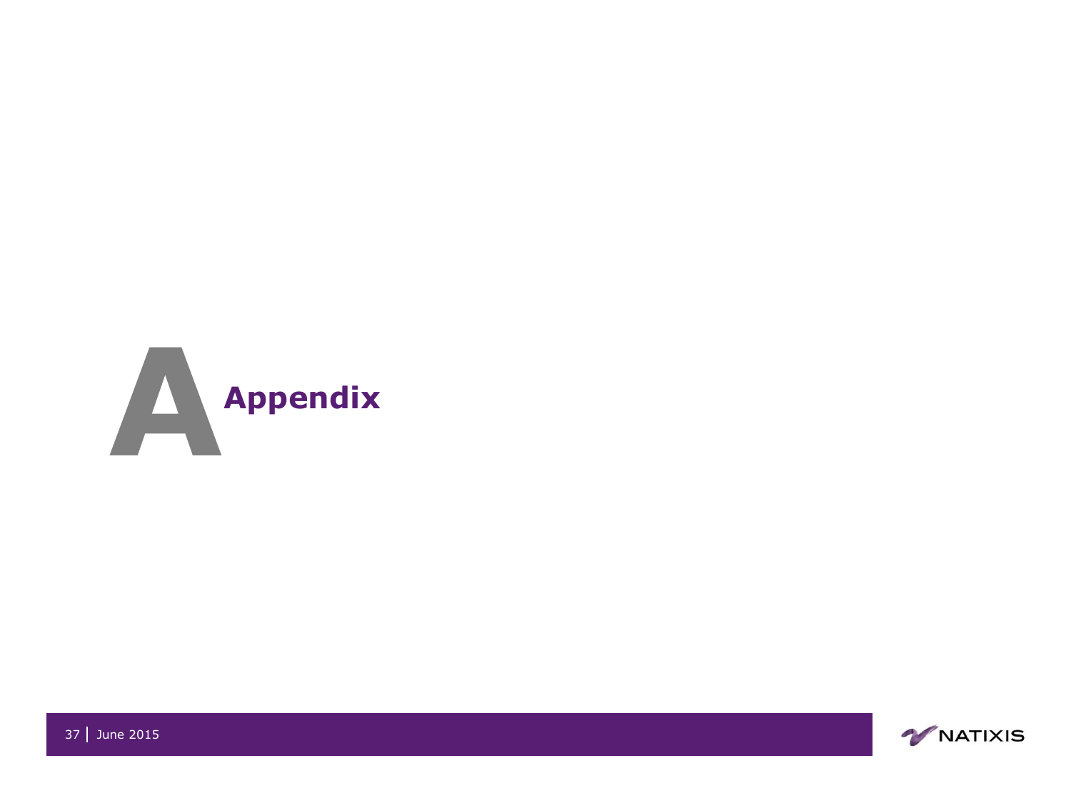# A Appendix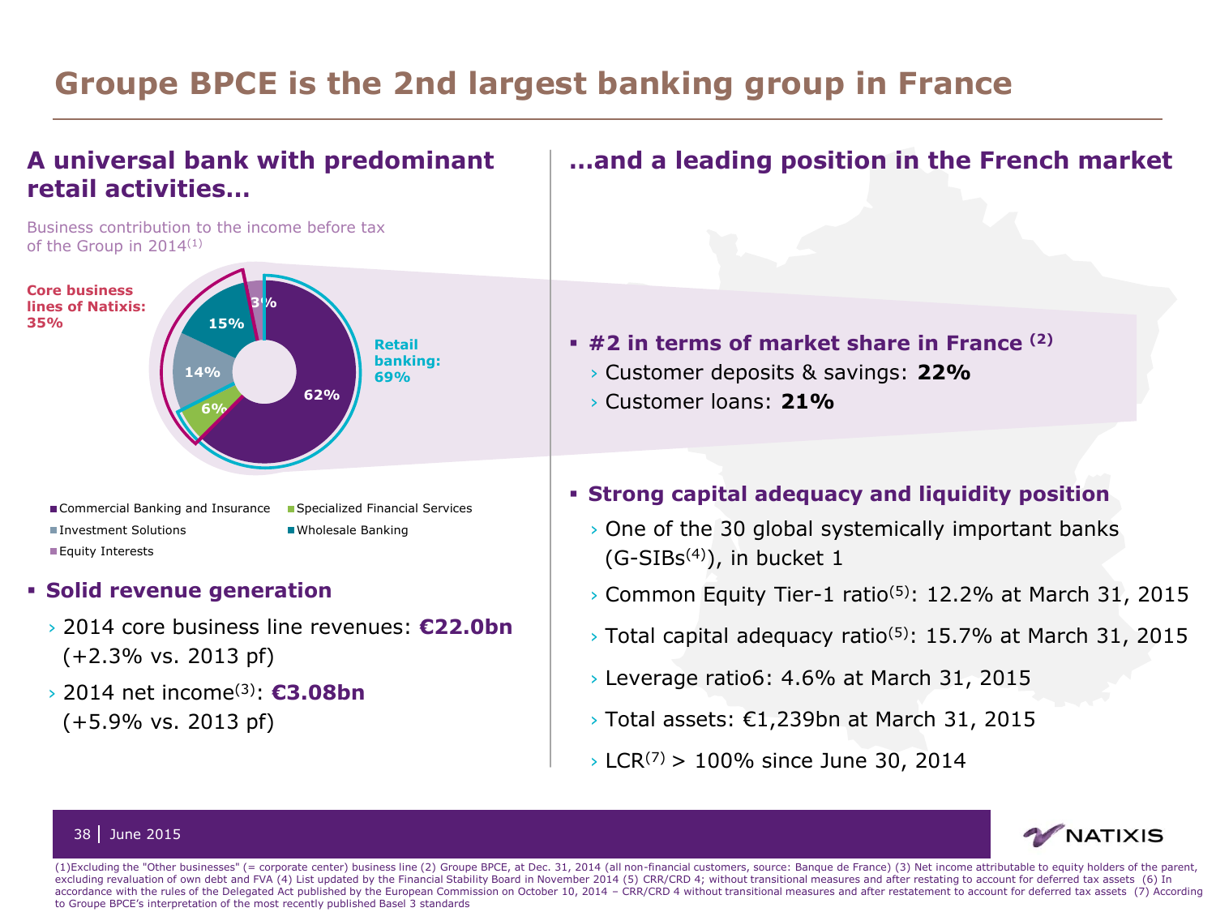# Groupe BPCE is the 2nd largest banking group in France

## A universal bank with predominant retail activities…

Business contribution to the income before tax of the Group in 2014[1]

Core business lines of Natixis: 35%

Retail banking: 69%

62%
6%
14%
15%
3%

- Commercial Banking and Insurance
- Specialized Financial Services
- Investment Solutions
- Wholesale Banking
- Equity Interests

- **Solid revenue generation**
  - 2014 core business line revenues: **€22.0bn** (+2.3% vs. 2013 pf)
  - 2014 net income[3]: **€3.08bn** (+5.9% vs. 2013 pf)

## …and a leading position in the French market

- **#2 in terms of market share in France [2]**
  - Customer deposits & savings: **22%**
  - Customer loans: **21%**

- **Strong capital adequacy and liquidity position**
  - One of the 30 global systemically important banks (G-SIBs[4]), in bucket 1
  - Common Equity Tier-1 ratio[5]: 12.2% at March 31, 2015
  - Total capital adequacy ratio[5]: 15.7% at March 31, 2015
  - Leverage ratio6: 4.6% at March 31, 2015
  - Total assets: €1,239bn at March 31, 2015
  - LCR[7] > 100% since June 30, 2014

(1)Excluding the "Other businesses" (= corporate center) business line (2) Groupe BPCE, at Dec. 31, 2014 (all non-financial customers, source: Banque de France) (3) Net income attributable to equity holders of the parent, excluding revaluation of own debt and FVA (4) List updated by the Financial Stability Board in November 2014 (5) CRR/CRD 4; without transitional measures and after restating to account for deferred tax assets (6) In accordance with the rules of the Delegated Act published by the European Commission on October 10, 2014 – CRR/CRD 4 without transitional measures and after restatement to account for deferred tax assets (7) According to Groupe BPCE's interpretation of the most recently published Basel 3 standards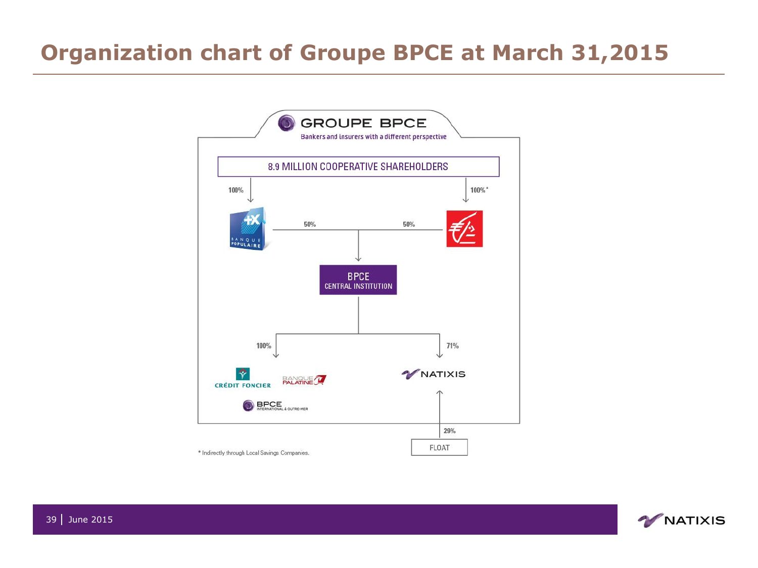# Organization chart of Groupe BPCE at March 31,2015

GROUPE BPCE

Bankers and insurers with a different perspective

8.9 MILLION COOPERATIVE SHAREHOLDERS

100%

100%*

BANQUE POPULAIRE

50%

50%

BPCE
CENTRAL INSTITUTION

100%

71%

CRÉDIT FONCIER

BANQUE PALATINE

BPCE INTERNATIONAL & OUTRE-MER

NATIXIS

29%

FLOAT

* Indirectly through Local Savings Companies.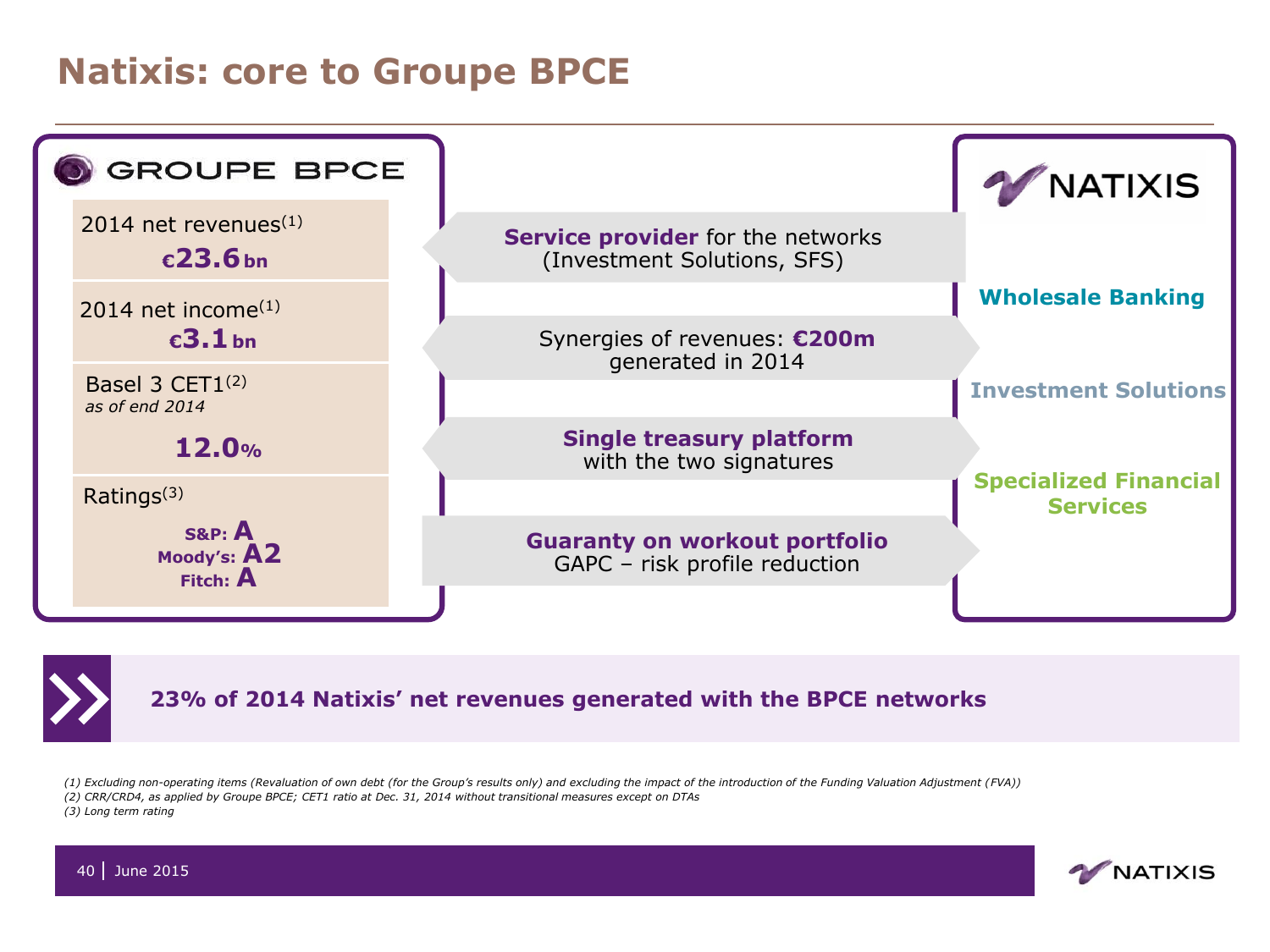# Natixis: core to Groupe BPCE

## GROUPE BPCE

2014 net revenues[1]

**€23.6 bn**

2014 net income[1]

**€3.1 bn**

Basel 3 CET1[2]
*as of end 2014*

**12.0%**

Ratings[3]

**S&P: A**
**Moody's: A2**
**Fitch: A**

**Service provider** for the networks (Investment Solutions, SFS)

Synergies of revenues: **€200m** generated in 2014

**Single treasury platform** with the two signatures

**Guaranty on workout portfolio** GAPC – risk profile reduction

## NATIXIS

**Wholesale Banking**

**Investment Solutions**

**Specialized Financial Services**

**23% of 2014 Natixis' net revenues generated with the BPCE networks**

*(1) Excluding non-operating items (Revaluation of own debt (for the Group's results only) and excluding the impact of the introduction of the Funding Valuation Adjustment (FVA))*
*(2) CRR/CRD4, as applied by Groupe BPCE; CET1 ratio at Dec. 31, 2014 without transitional measures except on DTAs*
*(3) Long term rating*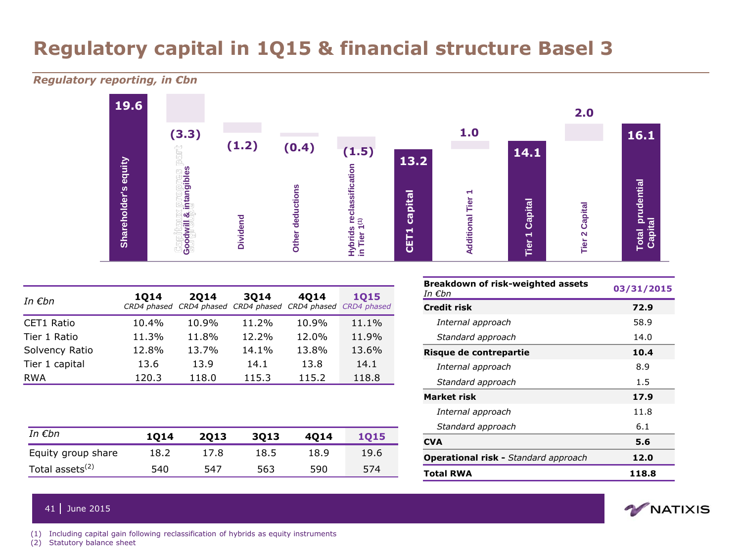# Regulatory capital in 1Q15 & financial structure Basel 3

*Regulatory reporting, in €bn*

| | Value |
|---|---|
| Shareholder's equity | 19.6 |
| Goodwill & intangibles | (3.3) |
| Dividend | (1.2) |
| Other deductions | (0.4) |
| Hybrids reclassification in Tier 1[1] | (1.5) |
| CET1 capital | 13.2 |
| Additional Tier 1 | 1.0 |
| Tier 1 Capital | 14.1 |
| Tier 2 Capital | 2.0 |
| Total prudential Capital | 16.1 |

| *In €bn* | 1Q14 *CRD4 phased* | 2Q14 *CRD4 phased* | 3Q14 *CRD4 phased* | 4Q14 *CRD4 phased* | 1Q15 *CRD4 phased* |
|---|---|---|---|---|---|
| CET1 Ratio | 10.4% | 10.9% | 11.2% | 10.9% | 11.1% |
| Tier 1 Ratio | 11.3% | 11.8% | 12.2% | 12.0% | 11.9% |
| Solvency Ratio | 12.8% | 13.7% | 14.1% | 13.8% | 13.6% |
| Tier 1 capital | 13.6 | 13.9 | 14.1 | 13.8 | 14.1 |
| RWA | 120.3 | 118.0 | 115.3 | 115.2 | 118.8 |

| *In €bn* | 1Q14 | 2Q13 | 3Q13 | 4Q14 | 1Q15 |
|---|---|---|---|---|---|
| Equity group share | 18.2 | 17.8 | 18.5 | 18.9 | 19.6 |
| Total assets[2] | 540 | 547 | 563 | 590 | 574 |

| **Breakdown of risk-weighted assets** *In €bn* | 03/31/2015 |
|---|---|
| **Credit risk** | **72.9** |
| *Internal approach* | 58.9 |
| *Standard approach* | 14.0 |
| **Risque de contrepartie** | **10.4** |
| *Internal approach* | 8.9 |
| *Standard approach* | 1.5 |
| **Market risk** | **17.9** |
| *Internal approach* | 11.8 |
| *Standard approach* | 6.1 |
| **CVA** | **5.6** |
| **Operational risk -** *Standard approach* | **12.0** |
| **Total RWA** | **118.8** |

(1) Including capital gain following reclassification of hybrids as equity instruments
(2) Statutory balance sheet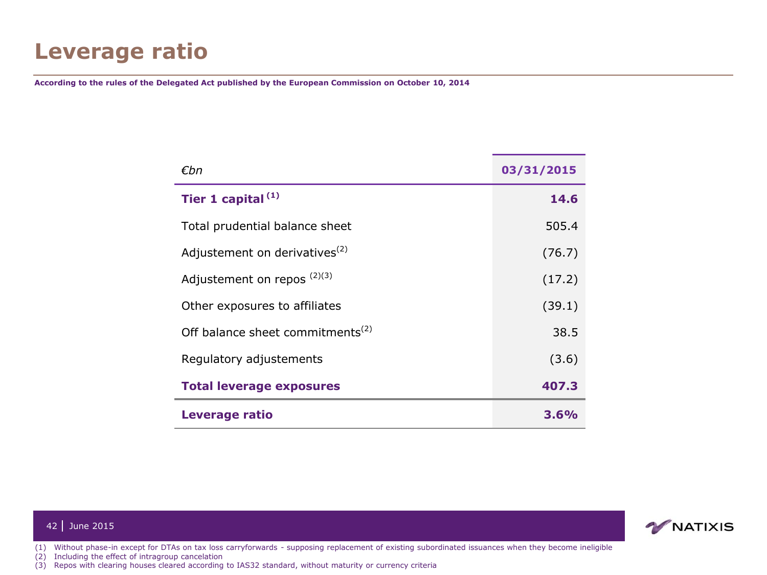# Leverage ratio

**According to the rules of the Delegated Act published by the European Commission on October 10, 2014**

| *€bn* | **03/31/2015** |
|---|---|
| **Tier 1 capital [1]** | **14.6** |
| Total prudential balance sheet | 505.4 |
| Adjustement on derivatives[2] | (76.7) |
| Adjustement on repos [2][3] | (17.2) |
| Other exposures to affiliates | (39.1) |
| Off balance sheet commitments[2] | 38.5 |
| Regulatory adjustements | (3.6) |
| **Total leverage exposures** | **407.3** |
| **Leverage ratio** | **3.6%** |

(1) Without phase-in except for DTAs on tax loss carryforwards - supposing replacement of existing subordinated issuances when they become ineligible
(2) Including the effect of intragroup cancelation
(3) Repos with clearing houses cleared according to IAS32 standard, without maturity or currency criteria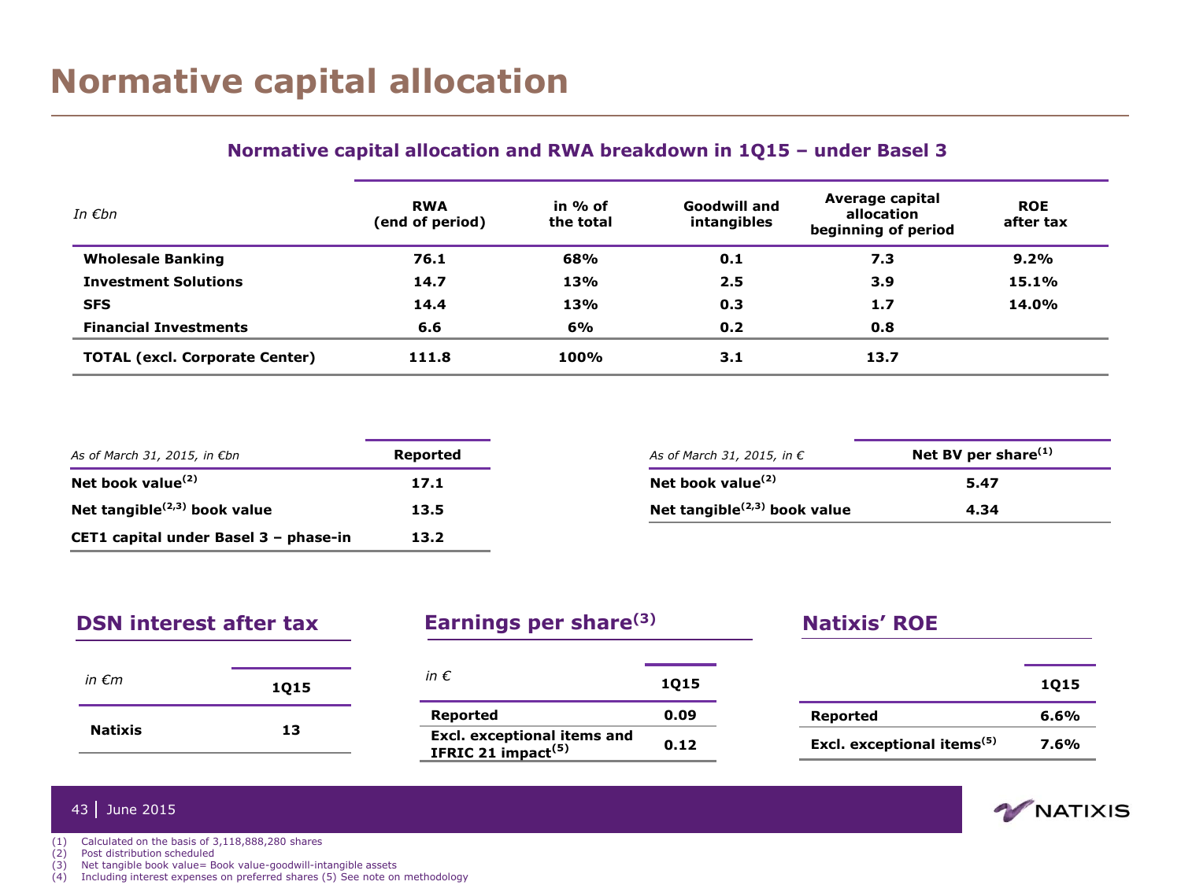# Normative capital allocation

## Normative capital allocation and RWA breakdown in 1Q15 – under Basel 3

| *In €bn* | RWA (end of period) | in % of the total | Goodwill and intangibles | Average capital allocation beginning of period | ROE after tax |
|---|---|---|---|---|---|
| **Wholesale Banking** | **76.1** | **68%** | **0.1** | **7.3** | **9.2%** |
| **Investment Solutions** | **14.7** | **13%** | **2.5** | **3.9** | **15.1%** |
| **SFS** | **14.4** | **13%** | **0.3** | **1.7** | **14.0%** |
| **Financial Investments** | **6.6** | **6%** | **0.2** | **0.8** | |
| **TOTAL (excl. Corporate Center)** | **111.8** | **100%** | **3.1** | **13.7** | |

| *As of March 31, 2015, in €bn* | Reported |
|---|---|
| **Net book value[2]** | **17.1** |
| **Net tangible[2,3] book value** | **13.5** |
| **CET1 capital under Basel 3 – phase-in** | **13.2** |

| *As of March 31, 2015, in €* | Net BV per share[1] |
|---|---|
| **Net book value[2]** | **5.47** |
| **Net tangible[2,3] book value** | **4.34** |

## DSN interest after tax

| *in €m* | 1Q15 |
|---|---|
| **Natixis** | **13** |

## Earnings per share[3]

| *in €* | 1Q15 |
|---|---|
| **Reported** | **0.09** |
| **Excl. exceptional items and IFRIC 21 impact[5]** | **0.12** |

## Natixis' ROE

| | 1Q15 |
|---|---|
| **Reported** | **6.6%** |
| **Excl. exceptional items[5]** | **7.6%** |

(1) Calculated on the basis of 3,118,888,280 shares
(2) Post distribution scheduled
(3) Net tangible book value= Book value-goodwill-intangible assets
(4) Including interest expenses on preferred shares (5) See note on methodology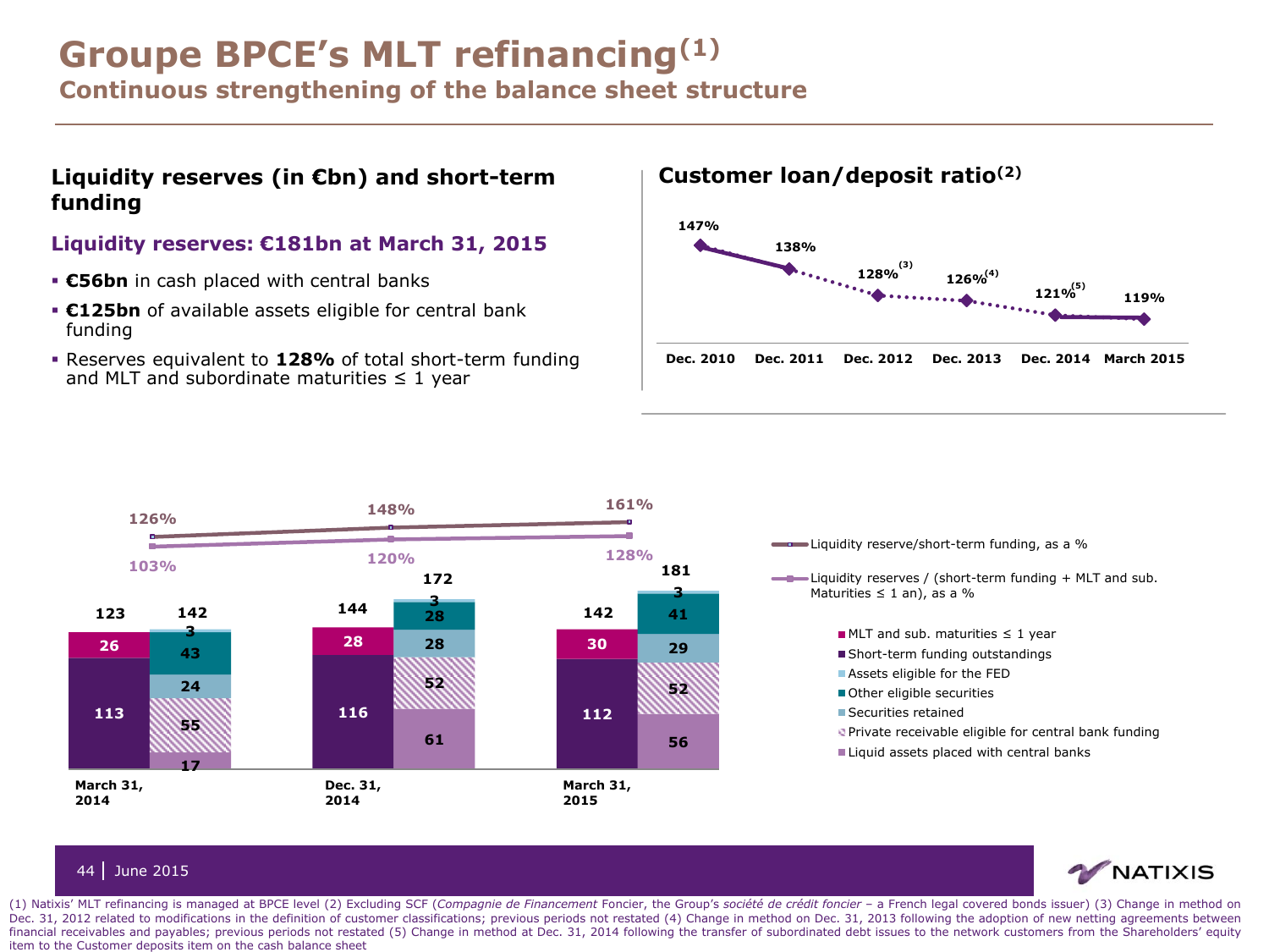# Groupe BPCE's MLT refinancing[(1)]

## Continuous strengthening of the balance sheet structure

### Liquidity reserves (in €bn) and short-term funding

**Liquidity reserves: €181bn at March 31, 2015**

- **€56bn** in cash placed with central banks
- **€125bn** of available assets eligible for central bank funding
- Reserves equivalent to **128%** of total short-term funding and MLT and subordinate maturities ≤ 1 year

### Customer loan/deposit ratio[(2)]

147%
138%
128%[(3)]
126%[(4)]
121%[(5)]
119%

Dec. 2010
Dec. 2011
Dec. 2012
Dec. 2013
Dec. 2014
March 2015

126%
103%
148%
120%
161%
128%

123
26
113
142
3
43
24
55
17

144
28
116
172
3
28
28
52
61

142
30
112
181
3
41
29
52
56

March 31, 2014
Dec. 31, 2014
March 31, 2015

Liquidity reserve/short-term funding, as a %
Liquidity reserves / (short-term funding + MLT and sub. Maturities ≤ 1 an), as a %
MLT and sub. maturities ≤ 1 year
Short-term funding outstandings
Assets eligible for the FED
Other eligible securities
Securities retained
Private receivable eligible for central bank funding
Liquid assets placed with central banks

(1) Natixis' MLT refinancing is managed at BPCE level (2) Excluding SCF (*Compagnie de Financement* Foncier, the Group's *société de crédit foncier* – a French legal covered bonds issuer) (3) Change in method on Dec. 31, 2012 related to modifications in the definition of customer classifications; previous periods not restated (4) Change in method on Dec. 31, 2013 following the adoption of new netting agreements between financial receivables and payables; previous periods not restated (5) Change in method at Dec. 31, 2014 following the transfer of subordinated debt issues to the network customers from the Shareholders' equity item to the Customer deposits item on the cash balance sheet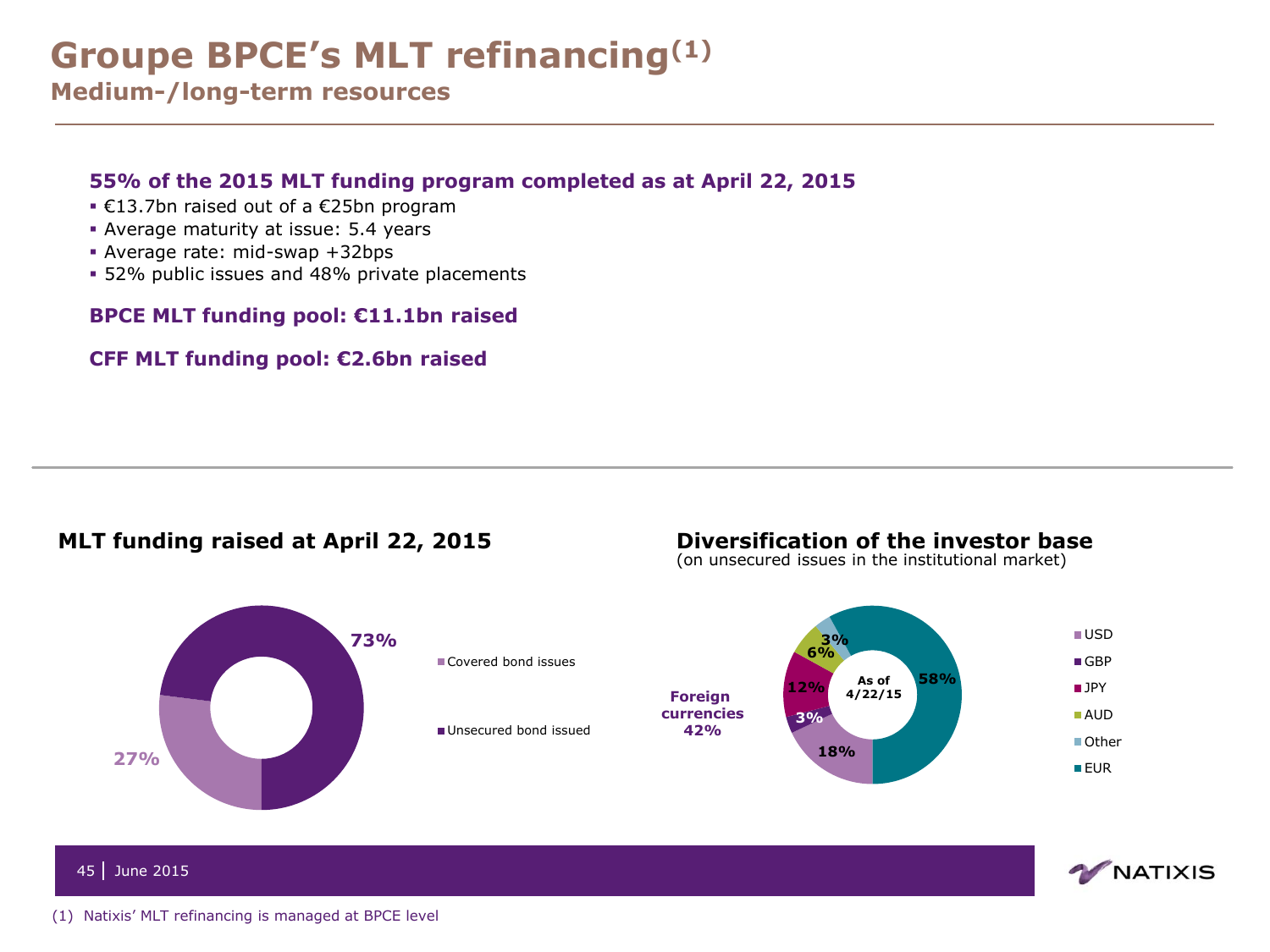# Groupe BPCE's MLT refinancing[1]

## Medium-/long-term resources

**55% of the 2015 MLT funding program completed as at April 22, 2015**

- €13.7bn raised out of a €25bn program
- Average maturity at issue: 5.4 years
- Average rate: mid-swap +32bps
- 52% public issues and 48% private placements

**BPCE MLT funding pool: €11.1bn raised**

**CFF MLT funding pool: €2.6bn raised**

### MLT funding raised at April 22, 2015

73%
27%

Covered bond issues
Unsecured bond issued

### Diversification of the investor base

(on unsecured issues in the institutional market)

As of 4/22/15

58%
18%
3%
12%
6%
3%

Foreign currencies 42%

USD
GBP
JPY
AUD
Other
EUR

(1) Natixis' MLT refinancing is managed at BPCE level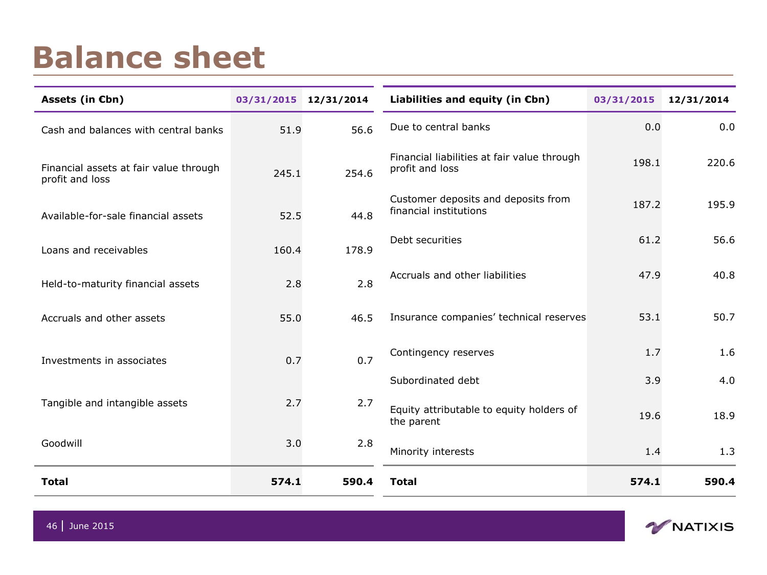# Balance sheet

| Assets (in €bn) | 03/31/2015 | 12/31/2014 |
|---|---|---|
| Cash and balances with central banks | 51.9 | 56.6 |
| Financial assets at fair value through profit and loss | 245.1 | 254.6 |
| Available-for-sale financial assets | 52.5 | 44.8 |
| Loans and receivables | 160.4 | 178.9 |
| Held-to-maturity financial assets | 2.8 | 2.8 |
| Accruals and other assets | 55.0 | 46.5 |
| Investments in associates | 0.7 | 0.7 |
| Tangible and intangible assets | 2.7 | 2.7 |
| Goodwill | 3.0 | 2.8 |
| **Total** | **574.1** | **590.4** |

| Liabilities and equity (in €bn) | 03/31/2015 | 12/31/2014 |
|---|---|---|
| Due to central banks | 0.0 | 0.0 |
| Financial liabilities at fair value through profit and loss | 198.1 | 220.6 |
| Customer deposits and deposits from financial institutions | 187.2 | 195.9 |
| Debt securities | 61.2 | 56.6 |
| Accruals and other liabilities | 47.9 | 40.8 |
| Insurance companies' technical reserves | 53.1 | 50.7 |
| Contingency reserves | 1.7 | 1.6 |
| Subordinated debt | 3.9 | 4.0 |
| Equity attributable to equity holders of the parent | 19.6 | 18.9 |
| Minority interests | 1.4 | 1.3 |
| **Total** | **574.1** | **590.4** |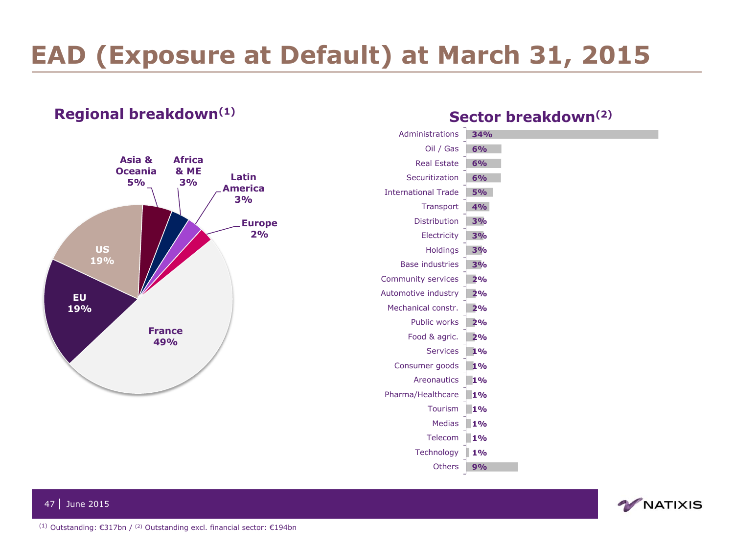# EAD (Exposure at Default) at March 31, 2015

## Regional breakdown[1]

| Region | Share |
|---|---|
| France | 49% |
| EU | 19% |
| US | 19% |
| Asia & Oceania | 5% |
| Africa & ME | 3% |
| Latin America | 3% |
| Europe | 2% |

## Sector breakdown[2]

| Sector | Share |
|---|---|
| Administrations | 34% |
| Oil / Gas | 6% |
| Real Estate | 6% |
| Securitization | 6% |
| International Trade | 5% |
| Transport | 4% |
| Distribution | 3% |
| Electricity | 3% |
| Holdings | 3% |
| Base industries | 3% |
| Community services | 2% |
| Automotive industry | 2% |
| Mechanical constr. | 2% |
| Public works | 2% |
| Food & agric. | 2% |
| Services | 1% |
| Consumer goods | 1% |
| Areonautics | 1% |
| Pharma/Healthcare | 1% |
| Tourism | 1% |
| Medias | 1% |
| Telecom | 1% |
| Technology | 1% |
| Others | 9% |

[1] Outstanding: €317bn / [2] Outstanding excl. financial sector: €194bn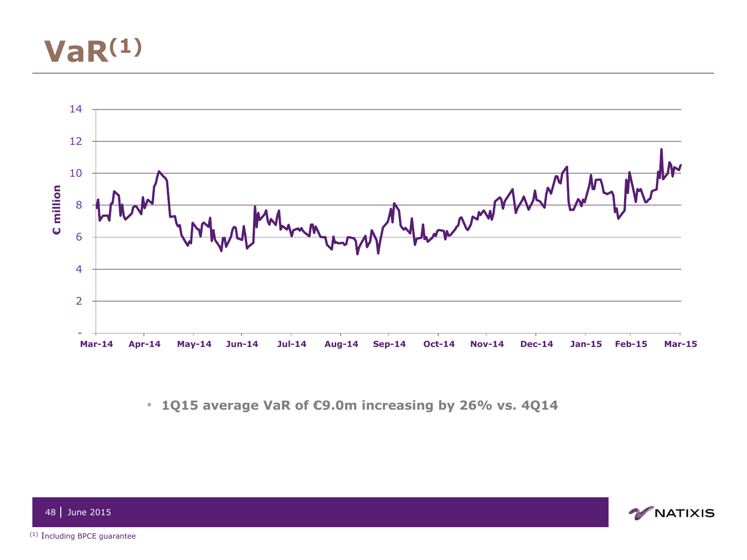# VaR[(1)]

€ million

14
12
10
8
6
4
2
-

Mar-14 Apr-14 May-14 Jun-14 Jul-14 Aug-14 Sep-14 Oct-14 Nov-14 Dec-14 Jan-15 Feb-15 Mar-15

- **1Q15 average VaR of €9.0m increasing by 26% vs. 4Q14**

(1) Including BPCE guarantee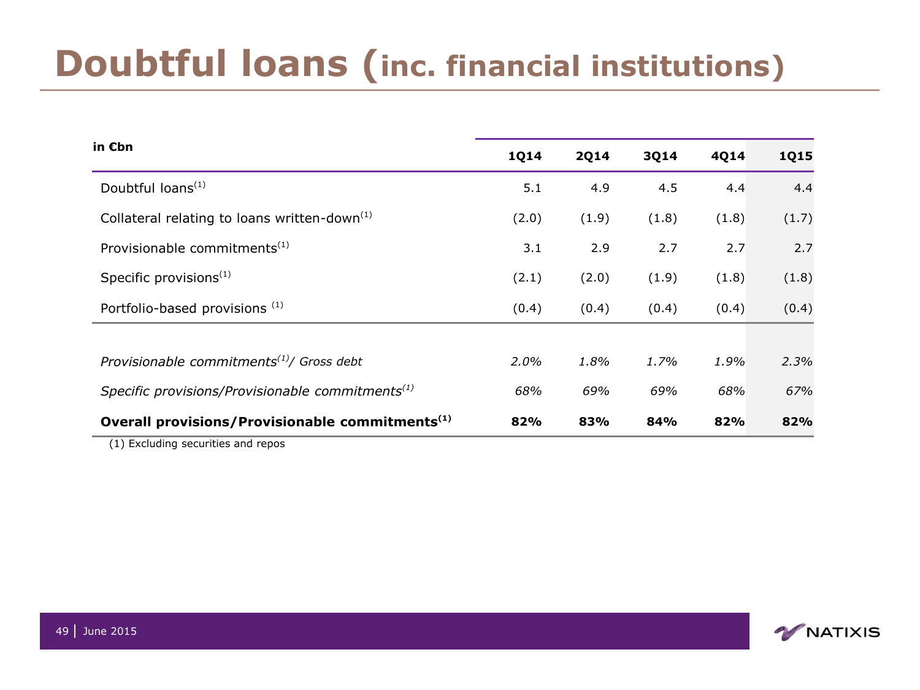# Doubtful loans (inc. financial institutions)

| in €bn | 1Q14 | 2Q14 | 3Q14 | 4Q14 | 1Q15 |
|---|---|---|---|---|---|
| Doubtful loans[1] | 5.1 | 4.9 | 4.5 | 4.4 | 4.4 |
| Collateral relating to loans written-down[1] | (2.0) | (1.9) | (1.8) | (1.8) | (1.7) |
| Provisionable commitments[1] | 3.1 | 2.9 | 2.7 | 2.7 | 2.7 |
| Specific provisions[1] | (2.1) | (2.0) | (1.9) | (1.8) | (1.8) |
| Portfolio-based provisions [1] | (0.4) | (0.4) | (0.4) | (0.4) | (0.4) |
| | | | | | |
| *Provisionable commitments[1]/ Gross debt* | *2.0%* | *1.8%* | *1.7%* | *1.9%* | *2.3%* |
| *Specific provisions/Provisionable commitments[1]* | *68%* | *69%* | *69%* | *68%* | *67%* |
| **Overall provisions/Provisionable commitments[1]** | **82%** | **83%** | **84%** | **82%** | **82%** |

(1) Excluding securities and repos